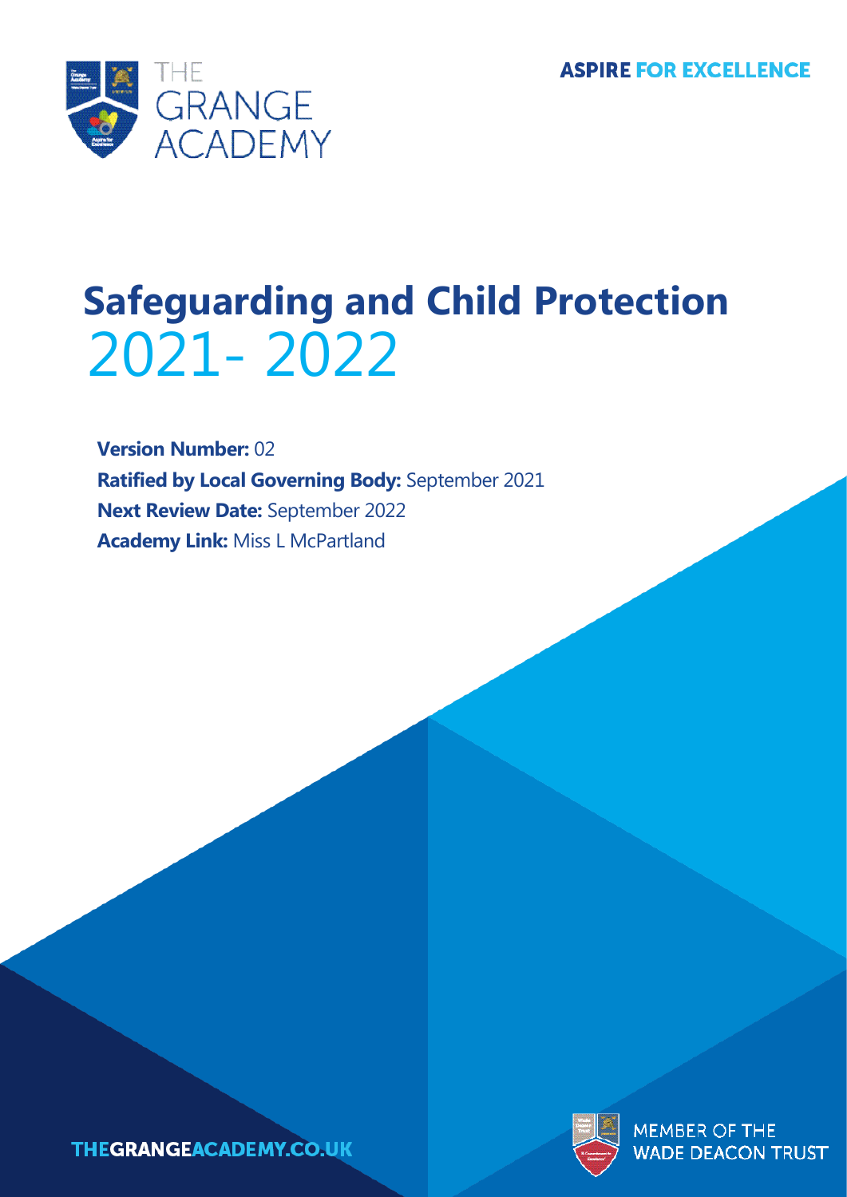THE GRANGE ACADEMY

**ASPIRE FOR EXCELLENCE**

# Safeguarding and Child Protection 2021- 2022

**Version Number:** 02

**Ratified by Local Governing Body:** September 2021

**Next Review Date:** September 2022

**Academy Link:** Miss L McPartland

THEGRANGEACADEMY.CO.UK

MEMBER OF THE WADE DEACON TRUST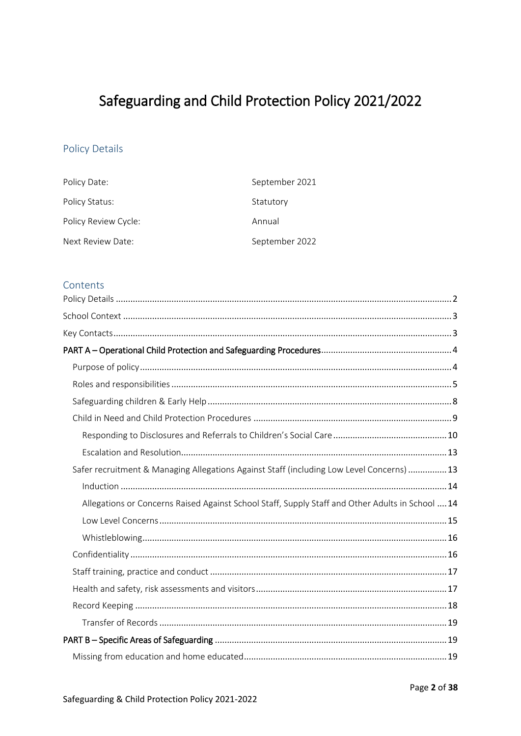# Safeguarding and Child Protection Policy 2021/2022

## Policy Details

| Policy Date: | September 2021 |
|---|---|
| Policy Status: | Statutory |
| Policy Review Cycle: | Annual |
| Next Review Date: | September 2022 |

## Contents

- Policy Details ........ 2
- School Context ........ 3
- Key Contacts ........ 3
- PART A – Operational Child Protection and Safeguarding Procedures ........ 4
  - Purpose of policy ........ 4
  - Roles and responsibilities ........ 5
  - Safeguarding children & Early Help ........ 8
  - Child in Need and Child Protection Procedures ........ 9
    - Responding to Disclosures and Referrals to Children's Social Care ........ 10
    - Escalation and Resolution ........ 13
  - Safer recruitment & Managing Allegations Against Staff (including Low Level Concerns) ........ 13
    - Induction ........ 14
    - Allegations or Concerns Raised Against School Staff, Supply Staff and Other Adults in School ........ 14
    - Low Level Concerns ........ 15
    - Whistleblowing ........ 16
  - Confidentiality ........ 16
  - Staff training, practice and conduct ........ 17
  - Health and safety, risk assessments and visitors ........ 17
  - Record Keeping ........ 18
    - Transfer of Records ........ 19
- PART B – Specific Areas of Safeguarding ........ 19
  - Missing from education and home educated ........ 19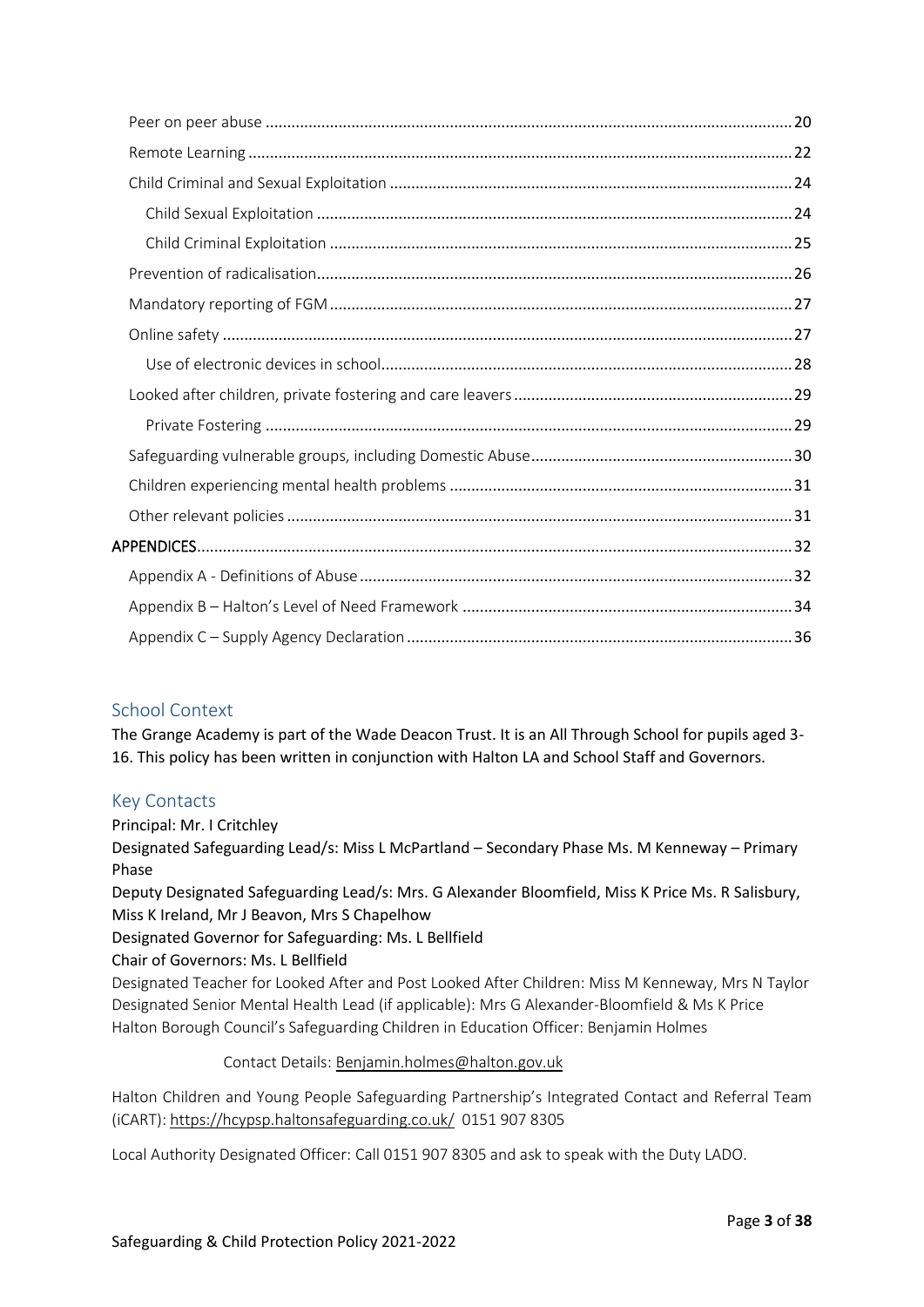- Peer on peer abuse ..... 20
- Remote Learning ..... 22
- Child Criminal and Sexual Exploitation ..... 24
  - Child Sexual Exploitation ..... 24
  - Child Criminal Exploitation ..... 25
- Prevention of radicalisation ..... 26
- Mandatory reporting of FGM ..... 27
- Online safety ..... 27
  - Use of electronic devices in school ..... 28
- Looked after children, private fostering and care leavers ..... 29
  - Private Fostering ..... 29
- Safeguarding vulnerable groups, including Domestic Abuse ..... 30
- Children experiencing mental health problems ..... 31
- Other relevant policies ..... 31

APPENDICES ..... 32

- Appendix A - Definitions of Abuse ..... 32
- Appendix B – Halton's Level of Need Framework ..... 34
- Appendix C – Supply Agency Declaration ..... 36

## School Context

The Grange Academy is part of the Wade Deacon Trust. It is an All Through School for pupils aged 3-16. This policy has been written in conjunction with Halton LA and School Staff and Governors.

## Key Contacts

Principal: Mr. I Critchley

Designated Safeguarding Lead/s: Miss L McPartland – Secondary Phase Ms. M Kenneway – Primary Phase

Deputy Designated Safeguarding Lead/s: Mrs. G Alexander Bloomfield, Miss K Price Ms. R Salisbury, Miss K Ireland, Mr J Beavon, Mrs S Chapelhow

Designated Governor for Safeguarding: Ms. L Bellfield

Chair of Governors: Ms. L Bellfield

Designated Teacher for Looked After and Post Looked After Children: Miss M Kenneway, Mrs N Taylor

Designated Senior Mental Health Lead (if applicable): Mrs G Alexander-Bloomfield & Ms K Price

Halton Borough Council's Safeguarding Children in Education Officer: Benjamin Holmes

Contact Details: Benjamin.holmes@halton.gov.uk

Halton Children and Young People Safeguarding Partnership's Integrated Contact and Referral Team (iCART): https://hcypsp.haltonsafeguarding.co.uk/ 0151 907 8305

Local Authority Designated Officer: Call 0151 907 8305 and ask to speak with the Duty LADO.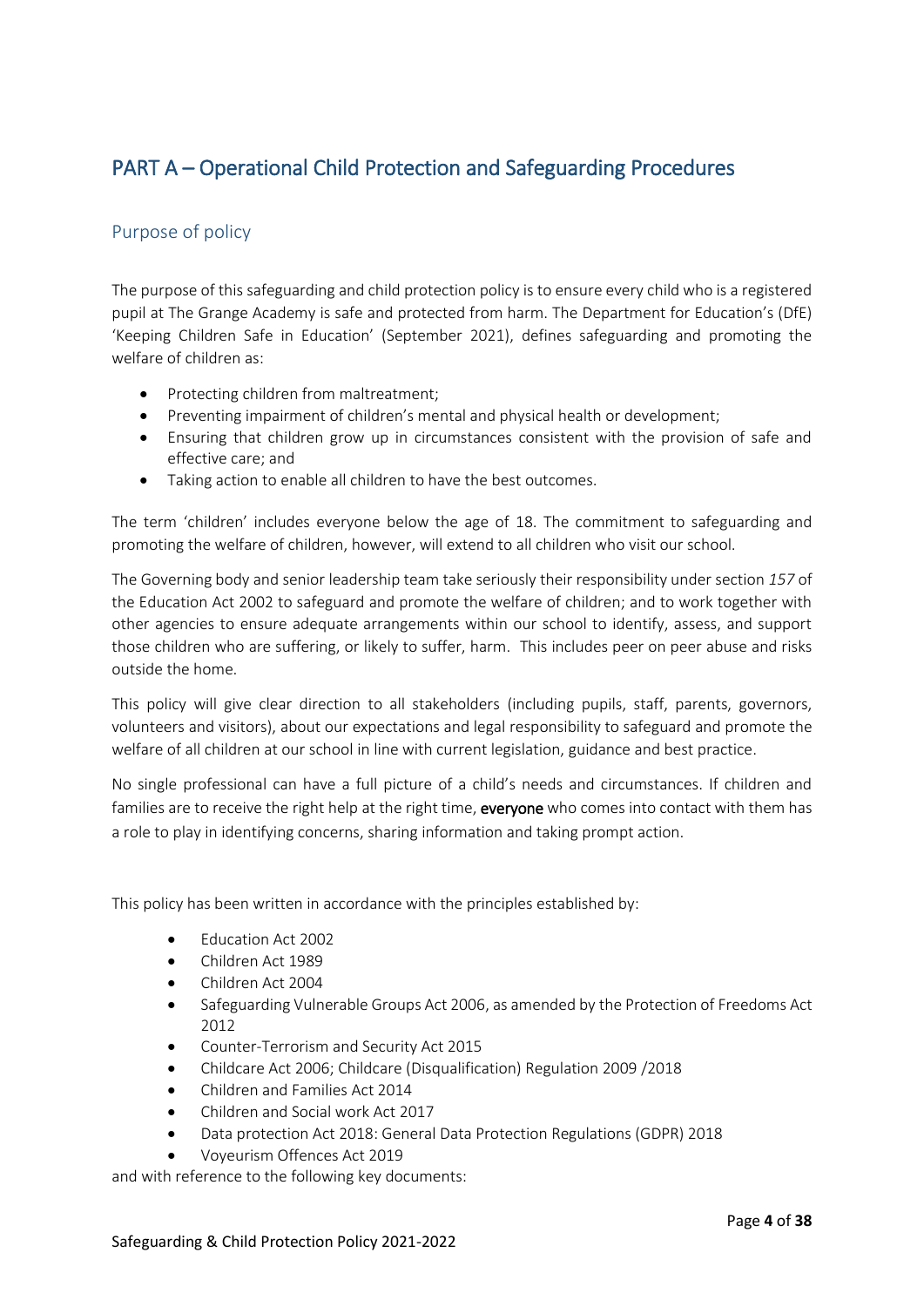# PART A – Operational Child Protection and Safeguarding Procedures

## Purpose of policy

The purpose of this safeguarding and child protection policy is to ensure every child who is a registered pupil at The Grange Academy is safe and protected from harm. The Department for Education's (DfE) 'Keeping Children Safe in Education' (September 2021), defines safeguarding and promoting the welfare of children as:

- Protecting children from maltreatment;
- Preventing impairment of children's mental and physical health or development;
- Ensuring that children grow up in circumstances consistent with the provision of safe and effective care; and
- Taking action to enable all children to have the best outcomes.

The term 'children' includes everyone below the age of 18. The commitment to safeguarding and promoting the welfare of children, however, will extend to all children who visit our school.

The Governing body and senior leadership team take seriously their responsibility under section *157* of the Education Act 2002 to safeguard and promote the welfare of children; and to work together with other agencies to ensure adequate arrangements within our school to identify, assess, and support those children who are suffering, or likely to suffer, harm. This includes peer on peer abuse and risks outside the home.

This policy will give clear direction to all stakeholders (including pupils, staff, parents, governors, volunteers and visitors), about our expectations and legal responsibility to safeguard and promote the welfare of all children at our school in line with current legislation, guidance and best practice.

No single professional can have a full picture of a child's needs and circumstances. If children and families are to receive the right help at the right time, **everyone** who comes into contact with them has a role to play in identifying concerns, sharing information and taking prompt action.

This policy has been written in accordance with the principles established by:

- Education Act 2002
- Children Act 1989
- Children Act 2004
- Safeguarding Vulnerable Groups Act 2006, as amended by the Protection of Freedoms Act 2012
- Counter-Terrorism and Security Act 2015
- Childcare Act 2006; Childcare (Disqualification) Regulation 2009 /2018
- Children and Families Act 2014
- Children and Social work Act 2017
- Data protection Act 2018: General Data Protection Regulations (GDPR) 2018
- Voyeurism Offences Act 2019

and with reference to the following key documents: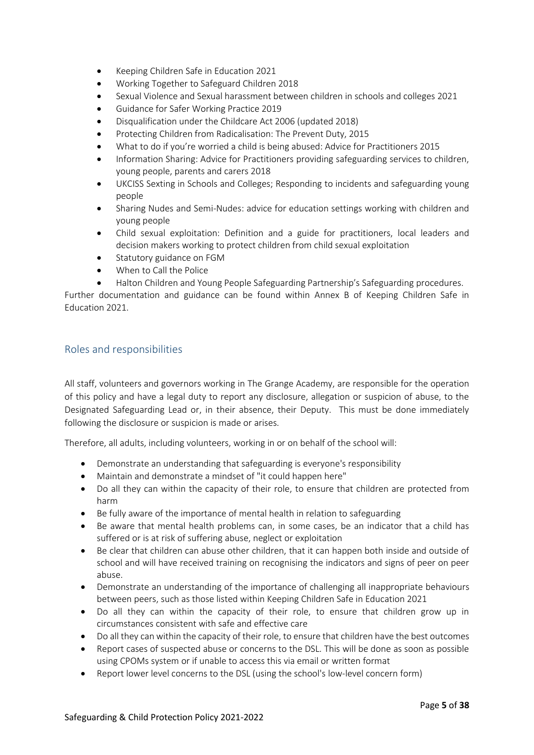- Keeping Children Safe in Education 2021
- Working Together to Safeguard Children 2018
- Sexual Violence and Sexual harassment between children in schools and colleges 2021
- Guidance for Safer Working Practice 2019
- Disqualification under the Childcare Act 2006 (updated 2018)
- Protecting Children from Radicalisation: The Prevent Duty, 2015
- What to do if you're worried a child is being abused: Advice for Practitioners 2015
- Information Sharing: Advice for Practitioners providing safeguarding services to children, young people, parents and carers 2018
- UKCISS Sexting in Schools and Colleges; Responding to incidents and safeguarding young people
- Sharing Nudes and Semi-Nudes: advice for education settings working with children and young people
- Child sexual exploitation: Definition and a guide for practitioners, local leaders and decision makers working to protect children from child sexual exploitation
- Statutory guidance on FGM
- When to Call the Police
- Halton Children and Young People Safeguarding Partnership's Safeguarding procedures.

Further documentation and guidance can be found within Annex B of Keeping Children Safe in Education 2021.

## Roles and responsibilities

All staff, volunteers and governors working in The Grange Academy, are responsible for the operation of this policy and have a legal duty to report any disclosure, allegation or suspicion of abuse, to the Designated Safeguarding Lead or, in their absence, their Deputy. This must be done immediately following the disclosure or suspicion is made or arises.

Therefore, all adults, including volunteers, working in or on behalf of the school will:

- Demonstrate an understanding that safeguarding is everyone's responsibility
- Maintain and demonstrate a mindset of "it could happen here"
- Do all they can within the capacity of their role, to ensure that children are protected from harm
- Be fully aware of the importance of mental health in relation to safeguarding
- Be aware that mental health problems can, in some cases, be an indicator that a child has suffered or is at risk of suffering abuse, neglect or exploitation
- Be clear that children can abuse other children, that it can happen both inside and outside of school and will have received training on recognising the indicators and signs of peer on peer abuse.
- Demonstrate an understanding of the importance of challenging all inappropriate behaviours between peers, such as those listed within Keeping Children Safe in Education 2021
- Do all they can within the capacity of their role, to ensure that children grow up in circumstances consistent with safe and effective care
- Do all they can within the capacity of their role, to ensure that children have the best outcomes
- Report cases of suspected abuse or concerns to the DSL. This will be done as soon as possible using CPOMs system or if unable to access this via email or written format
- Report lower level concerns to the DSL (using the school's low-level concern form)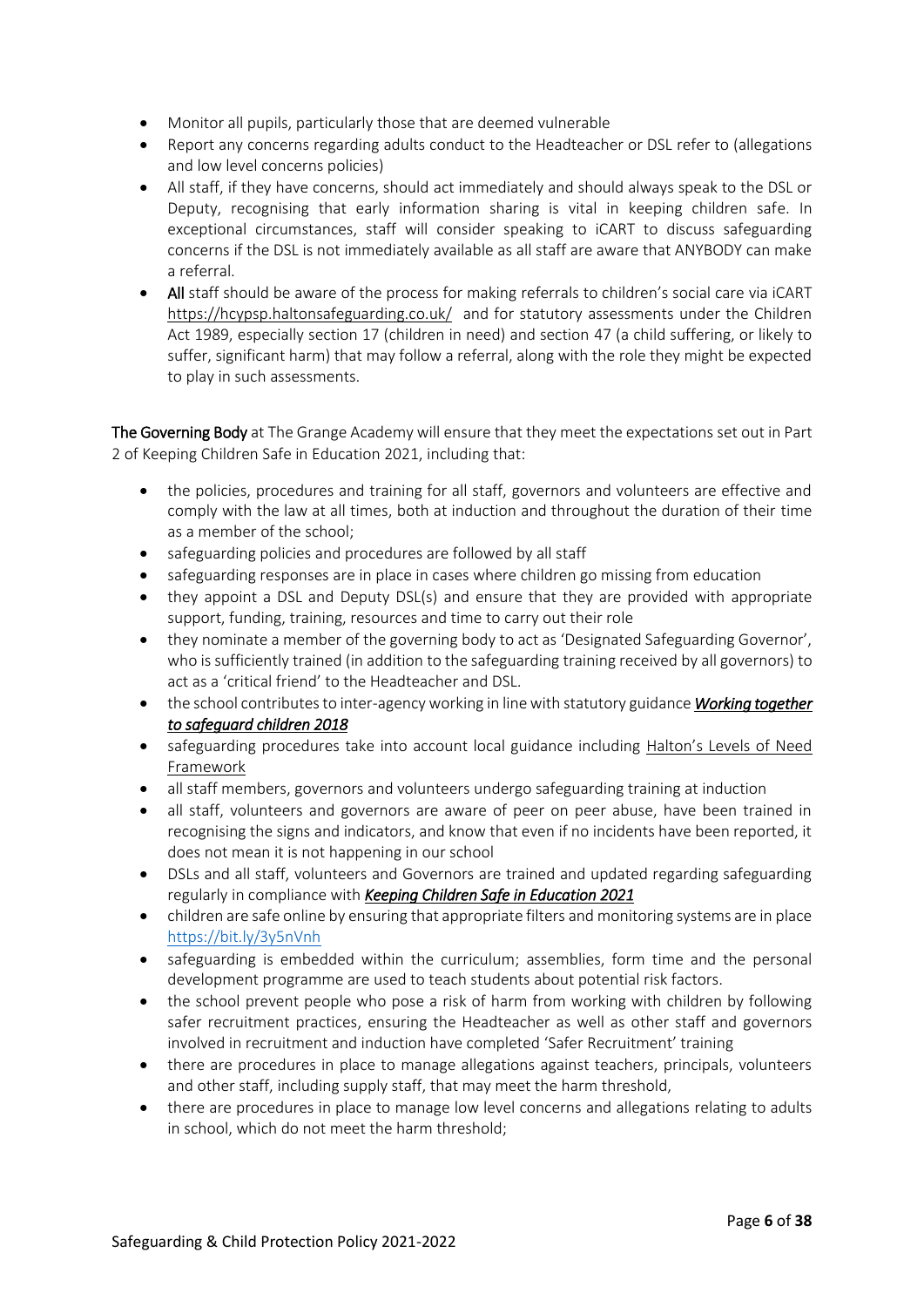- Monitor all pupils, particularly those that are deemed vulnerable
- Report any concerns regarding adults conduct to the Headteacher or DSL refer to (allegations and low level concerns policies)
- All staff, if they have concerns, should act immediately and should always speak to the DSL or Deputy, recognising that early information sharing is vital in keeping children safe. In exceptional circumstances, staff will consider speaking to iCART to discuss safeguarding concerns if the DSL is not immediately available as all staff are aware that ANYBODY can make a referral.
- **All** staff should be aware of the process for making referrals to children's social care via iCART https://hcypsp.haltonsafeguarding.co.uk/ and for statutory assessments under the Children Act 1989, especially section 17 (children in need) and section 47 (a child suffering, or likely to suffer, significant harm) that may follow a referral, along with the role they might be expected to play in such assessments.

**The Governing Body** at The Grange Academy will ensure that they meet the expectations set out in Part 2 of Keeping Children Safe in Education 2021, including that:

- the policies, procedures and training for all staff, governors and volunteers are effective and comply with the law at all times, both at induction and throughout the duration of their time as a member of the school;
- safeguarding policies and procedures are followed by all staff
- safeguarding responses are in place in cases where children go missing from education
- they appoint a DSL and Deputy DSL(s) and ensure that they are provided with appropriate support, funding, training, resources and time to carry out their role
- they nominate a member of the governing body to act as 'Designated Safeguarding Governor', who is sufficiently trained (in addition to the safeguarding training received by all governors) to act as a 'critical friend' to the Headteacher and DSL.
- the school contributes to inter-agency working in line with statutory guidance ***Working together to safeguard children 2018***
- safeguarding procedures take into account local guidance including Halton's Levels of Need Framework
- all staff members, governors and volunteers undergo safeguarding training at induction
- all staff, volunteers and governors are aware of peer on peer abuse, have been trained in recognising the signs and indicators, and know that even if no incidents have been reported, it does not mean it is not happening in our school
- DSLs and all staff, volunteers and Governors are trained and updated regarding safeguarding regularly in compliance with ***Keeping Children Safe in Education 2021***
- children are safe online by ensuring that appropriate filters and monitoring systems are in place https://bit.ly/3y5nVnh
- safeguarding is embedded within the curriculum; assemblies, form time and the personal development programme are used to teach students about potential risk factors.
- the school prevent people who pose a risk of harm from working with children by following safer recruitment practices, ensuring the Headteacher as well as other staff and governors involved in recruitment and induction have completed 'Safer Recruitment' training
- there are procedures in place to manage allegations against teachers, principals, volunteers and other staff, including supply staff, that may meet the harm threshold,
- there are procedures in place to manage low level concerns and allegations relating to adults in school, which do not meet the harm threshold;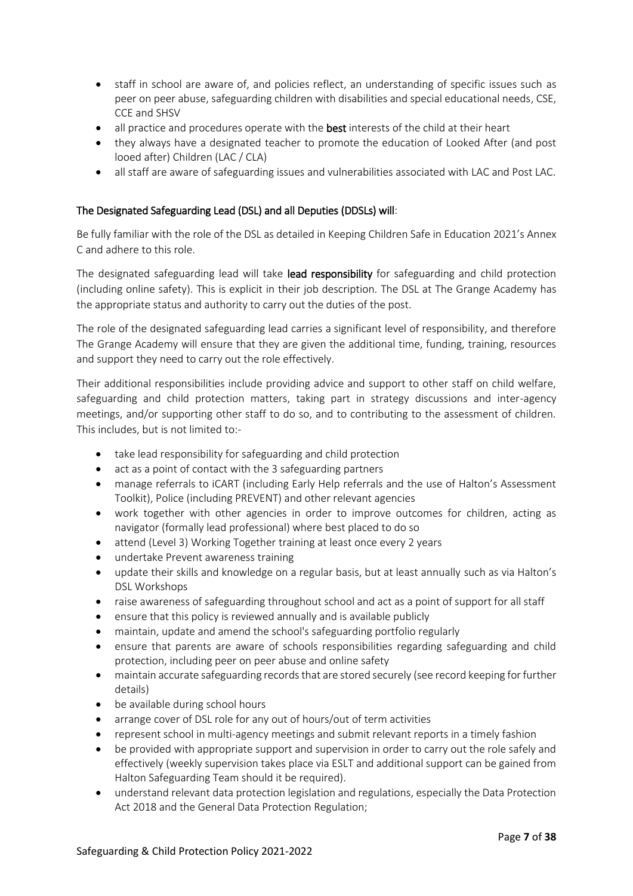- staff in school are aware of, and policies reflect, an understanding of specific issues such as peer on peer abuse, safeguarding children with disabilities and special educational needs, CSE, CCE and SHSV
- all practice and procedures operate with the **best** interests of the child at their heart
- they always have a designated teacher to promote the education of Looked After (and post looed after) Children (LAC / CLA)
- all staff are aware of safeguarding issues and vulnerabilities associated with LAC and Post LAC.

### The Designated Safeguarding Lead (DSL) and all Deputies (DDSLs) will:

Be fully familiar with the role of the DSL as detailed in Keeping Children Safe in Education 2021's Annex C and adhere to this role.

The designated safeguarding lead will take **lead responsibility** for safeguarding and child protection (including online safety). This is explicit in their job description. The DSL at The Grange Academy has the appropriate status and authority to carry out the duties of the post.

The role of the designated safeguarding lead carries a significant level of responsibility, and therefore The Grange Academy will ensure that they are given the additional time, funding, training, resources and support they need to carry out the role effectively.

Their additional responsibilities include providing advice and support to other staff on child welfare, safeguarding and child protection matters, taking part in strategy discussions and inter-agency meetings, and/or supporting other staff to do so, and to contributing to the assessment of children. This includes, but is not limited to:-

- take lead responsibility for safeguarding and child protection
- act as a point of contact with the 3 safeguarding partners
- manage referrals to iCART (including Early Help referrals and the use of Halton's Assessment Toolkit), Police (including PREVENT) and other relevant agencies
- work together with other agencies in order to improve outcomes for children, acting as navigator (formally lead professional) where best placed to do so
- attend (Level 3) Working Together training at least once every 2 years
- undertake Prevent awareness training
- update their skills and knowledge on a regular basis, but at least annually such as via Halton's DSL Workshops
- raise awareness of safeguarding throughout school and act as a point of support for all staff
- ensure that this policy is reviewed annually and is available publicly
- maintain, update and amend the school's safeguarding portfolio regularly
- ensure that parents are aware of schools responsibilities regarding safeguarding and child protection, including peer on peer abuse and online safety
- maintain accurate safeguarding records that are stored securely (see record keeping for further details)
- be available during school hours
- arrange cover of DSL role for any out of hours/out of term activities
- represent school in multi-agency meetings and submit relevant reports in a timely fashion
- be provided with appropriate support and supervision in order to carry out the role safely and effectively (weekly supervision takes place via ESLT and additional support can be gained from Halton Safeguarding Team should it be required).
- understand relevant data protection legislation and regulations, especially the Data Protection Act 2018 and the General Data Protection Regulation;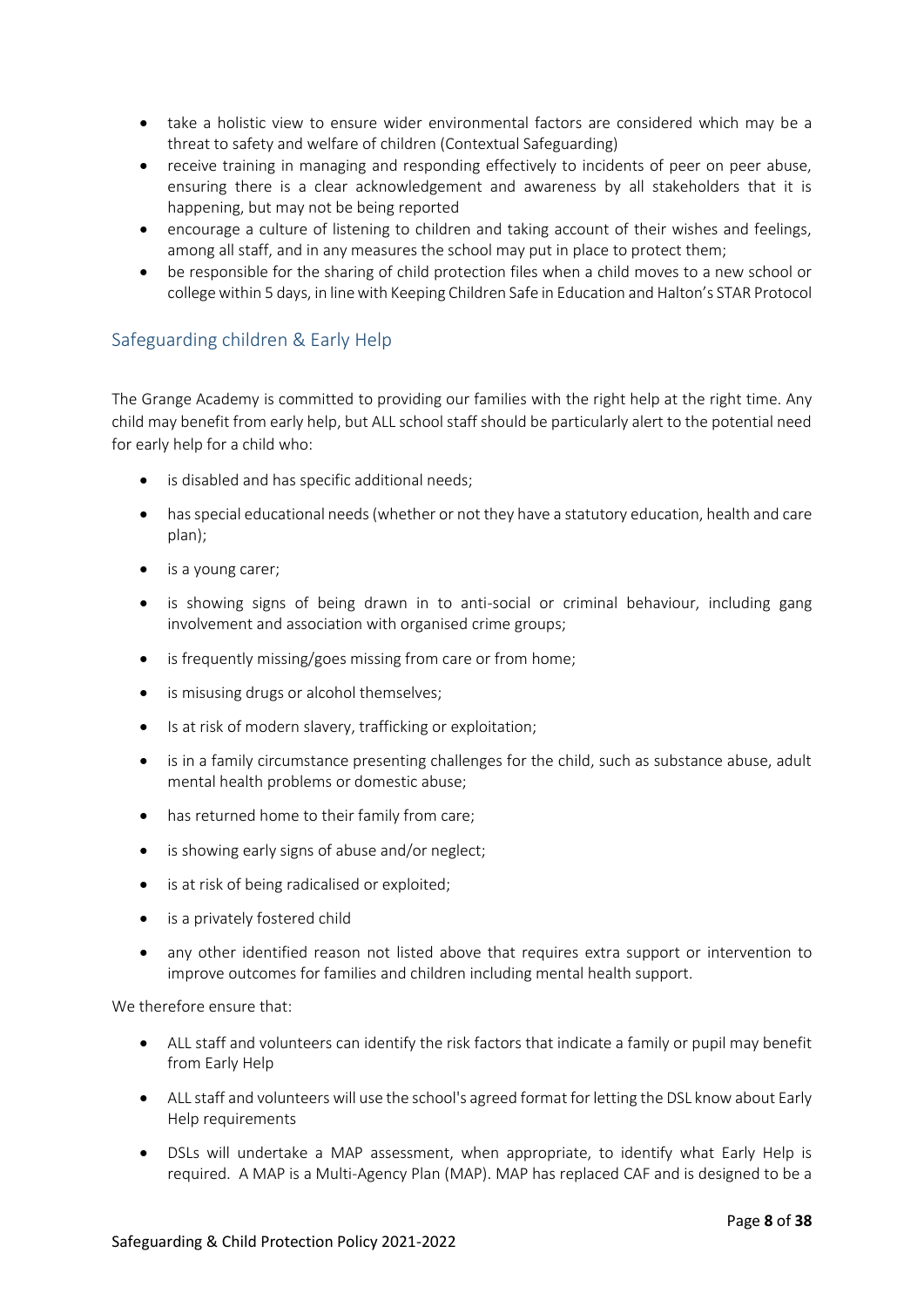- take a holistic view to ensure wider environmental factors are considered which may be a threat to safety and welfare of children (Contextual Safeguarding)
- receive training in managing and responding effectively to incidents of peer on peer abuse, ensuring there is a clear acknowledgement and awareness by all stakeholders that it is happening, but may not be being reported
- encourage a culture of listening to children and taking account of their wishes and feelings, among all staff, and in any measures the school may put in place to protect them;
- be responsible for the sharing of child protection files when a child moves to a new school or college within 5 days, in line with Keeping Children Safe in Education and Halton's STAR Protocol

## Safeguarding children & Early Help

The Grange Academy is committed to providing our families with the right help at the right time. Any child may benefit from early help, but ALL school staff should be particularly alert to the potential need for early help for a child who:

- is disabled and has specific additional needs;
- has special educational needs (whether or not they have a statutory education, health and care plan);
- is a young carer;
- is showing signs of being drawn in to anti-social or criminal behaviour, including gang involvement and association with organised crime groups;
- is frequently missing/goes missing from care or from home;
- is misusing drugs or alcohol themselves;
- Is at risk of modern slavery, trafficking or exploitation;
- is in a family circumstance presenting challenges for the child, such as substance abuse, adult mental health problems or domestic abuse;
- has returned home to their family from care;
- is showing early signs of abuse and/or neglect;
- is at risk of being radicalised or exploited;
- is a privately fostered child
- any other identified reason not listed above that requires extra support or intervention to improve outcomes for families and children including mental health support.

We therefore ensure that:

- ALL staff and volunteers can identify the risk factors that indicate a family or pupil may benefit from Early Help
- ALL staff and volunteers will use the school's agreed format for letting the DSL know about Early Help requirements
- DSLs will undertake a MAP assessment, when appropriate, to identify what Early Help is required. A MAP is a Multi-Agency Plan (MAP). MAP has replaced CAF and is designed to be a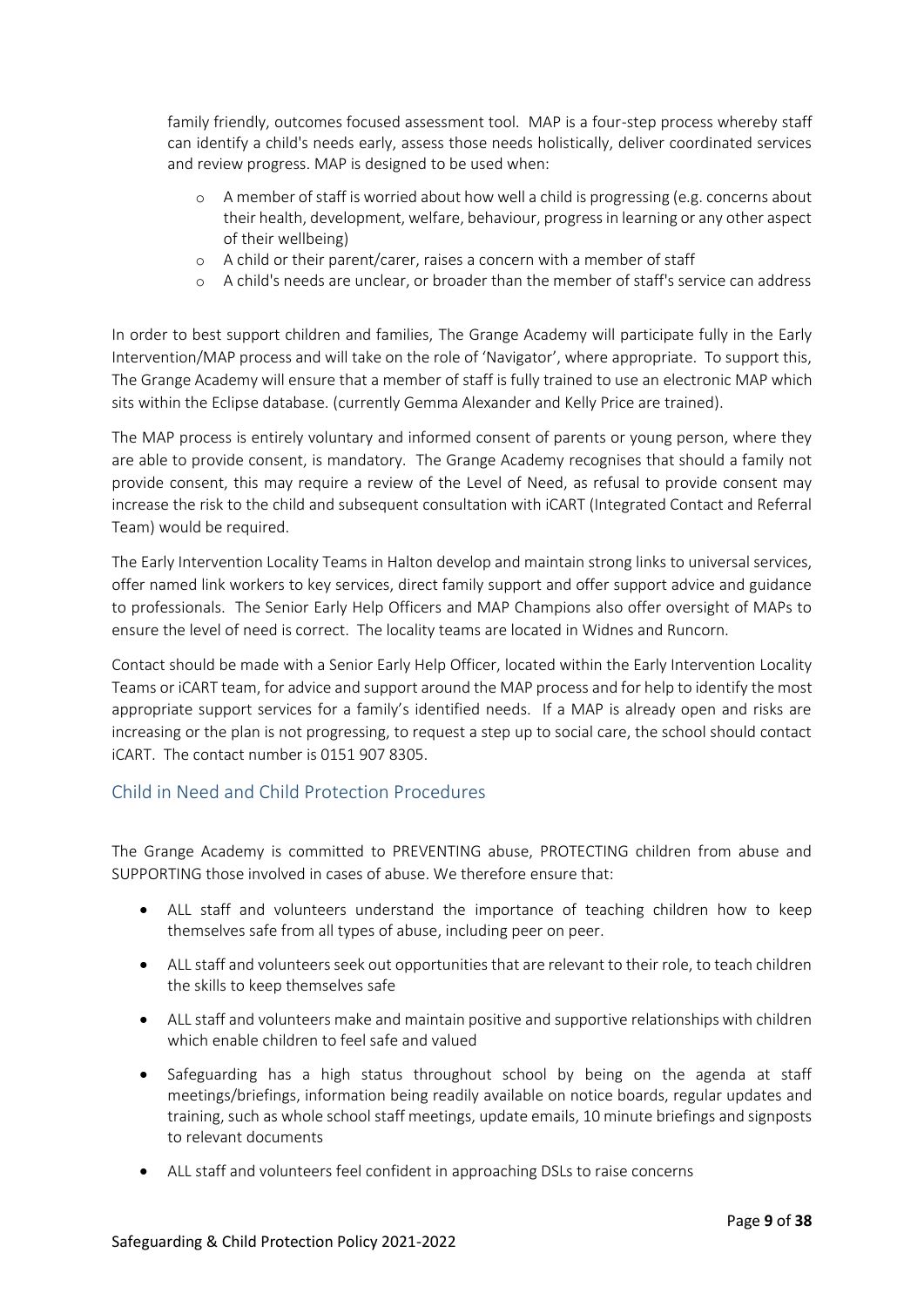family friendly, outcomes focused assessment tool. MAP is a four-step process whereby staff can identify a child's needs early, assess those needs holistically, deliver coordinated services and review progress. MAP is designed to be used when:

- A member of staff is worried about how well a child is progressing (e.g. concerns about their health, development, welfare, behaviour, progress in learning or any other aspect of their wellbeing)
- A child or their parent/carer, raises a concern with a member of staff
- A child's needs are unclear, or broader than the member of staff's service can address

In order to best support children and families, The Grange Academy will participate fully in the Early Intervention/MAP process and will take on the role of 'Navigator', where appropriate. To support this, The Grange Academy will ensure that a member of staff is fully trained to use an electronic MAP which sits within the Eclipse database. (currently Gemma Alexander and Kelly Price are trained).

The MAP process is entirely voluntary and informed consent of parents or young person, where they are able to provide consent, is mandatory. The Grange Academy recognises that should a family not provide consent, this may require a review of the Level of Need, as refusal to provide consent may increase the risk to the child and subsequent consultation with iCART (Integrated Contact and Referral Team) would be required.

The Early Intervention Locality Teams in Halton develop and maintain strong links to universal services, offer named link workers to key services, direct family support and offer support advice and guidance to professionals. The Senior Early Help Officers and MAP Champions also offer oversight of MAPs to ensure the level of need is correct. The locality teams are located in Widnes and Runcorn.

Contact should be made with a Senior Early Help Officer, located within the Early Intervention Locality Teams or iCART team, for advice and support around the MAP process and for help to identify the most appropriate support services for a family's identified needs. If a MAP is already open and risks are increasing or the plan is not progressing, to request a step up to social care, the school should contact iCART. The contact number is 0151 907 8305.

## Child in Need and Child Protection Procedures

The Grange Academy is committed to PREVENTING abuse, PROTECTING children from abuse and SUPPORTING those involved in cases of abuse. We therefore ensure that:

- ALL staff and volunteers understand the importance of teaching children how to keep themselves safe from all types of abuse, including peer on peer.
- ALL staff and volunteers seek out opportunities that are relevant to their role, to teach children the skills to keep themselves safe
- ALL staff and volunteers make and maintain positive and supportive relationships with children which enable children to feel safe and valued
- Safeguarding has a high status throughout school by being on the agenda at staff meetings/briefings, information being readily available on notice boards, regular updates and training, such as whole school staff meetings, update emails, 10 minute briefings and signposts to relevant documents
- ALL staff and volunteers feel confident in approaching DSLs to raise concerns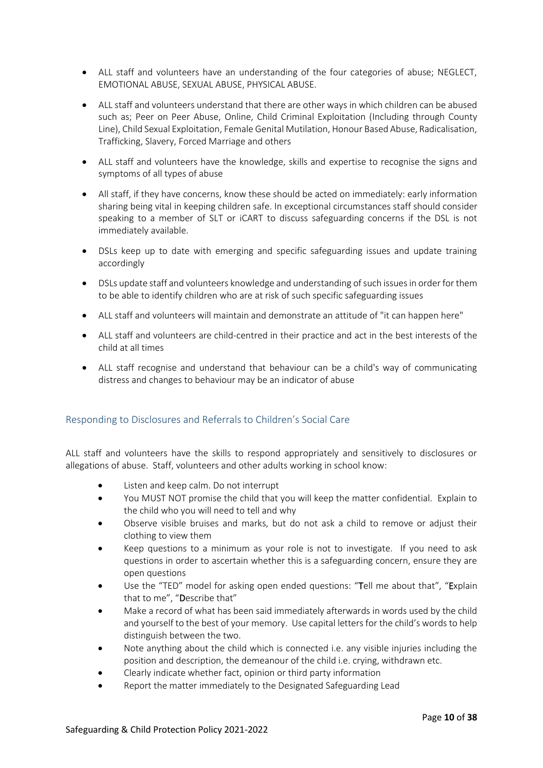- ALL staff and volunteers have an understanding of the four categories of abuse; NEGLECT, EMOTIONAL ABUSE, SEXUAL ABUSE, PHYSICAL ABUSE.
- ALL staff and volunteers understand that there are other ways in which children can be abused such as; Peer on Peer Abuse, Online, Child Criminal Exploitation (Including through County Line), Child Sexual Exploitation, Female Genital Mutilation, Honour Based Abuse, Radicalisation, Trafficking, Slavery, Forced Marriage and others
- ALL staff and volunteers have the knowledge, skills and expertise to recognise the signs and symptoms of all types of abuse
- All staff, if they have concerns, know these should be acted on immediately: early information sharing being vital in keeping children safe. In exceptional circumstances staff should consider speaking to a member of SLT or iCART to discuss safeguarding concerns if the DSL is not immediately available.
- DSLs keep up to date with emerging and specific safeguarding issues and update training accordingly
- DSLs update staff and volunteers knowledge and understanding of such issues in order for them to be able to identify children who are at risk of such specific safeguarding issues
- ALL staff and volunteers will maintain and demonstrate an attitude of "it can happen here"
- ALL staff and volunteers are child-centred in their practice and act in the best interests of the child at all times
- ALL staff recognise and understand that behaviour can be a child's way of communicating distress and changes to behaviour may be an indicator of abuse

## Responding to Disclosures and Referrals to Children's Social Care

ALL staff and volunteers have the skills to respond appropriately and sensitively to disclosures or allegations of abuse. Staff, volunteers and other adults working in school know:

- Listen and keep calm. Do not interrupt
- You MUST NOT promise the child that you will keep the matter confidential. Explain to the child who you will need to tell and why
- Observe visible bruises and marks, but do not ask a child to remove or adjust their clothing to view them
- Keep questions to a minimum as your role is not to investigate. If you need to ask questions in order to ascertain whether this is a safeguarding concern, ensure they are open questions
- Use the "TED" model for asking open ended questions: "**T**ell me about that", "**E**xplain that to me", "**D**escribe that"
- Make a record of what has been said immediately afterwards in words used by the child and yourself to the best of your memory. Use capital letters for the child's words to help distinguish between the two.
- Note anything about the child which is connected i.e. any visible injuries including the position and description, the demeanour of the child i.e. crying, withdrawn etc.
- Clearly indicate whether fact, opinion or third party information
- Report the matter immediately to the Designated Safeguarding Lead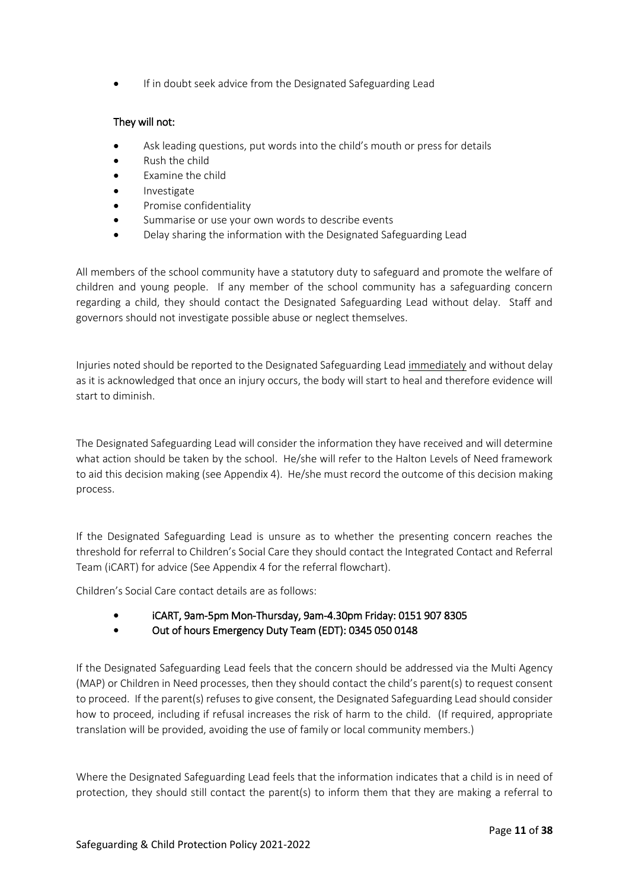- If in doubt seek advice from the Designated Safeguarding Lead

**They will not:**

- Ask leading questions, put words into the child's mouth or press for details
- Rush the child
- Examine the child
- Investigate
- Promise confidentiality
- Summarise or use your own words to describe events
- Delay sharing the information with the Designated Safeguarding Lead

All members of the school community have a statutory duty to safeguard and promote the welfare of children and young people. If any member of the school community has a safeguarding concern regarding a child, they should contact the Designated Safeguarding Lead without delay. Staff and governors should not investigate possible abuse or neglect themselves.

Injuries noted should be reported to the Designated Safeguarding Lead <u>immediately</u> and without delay as it is acknowledged that once an injury occurs, the body will start to heal and therefore evidence will start to diminish.

The Designated Safeguarding Lead will consider the information they have received and will determine what action should be taken by the school. He/she will refer to the Halton Levels of Need framework to aid this decision making (see Appendix 4). He/she must record the outcome of this decision making process.

If the Designated Safeguarding Lead is unsure as to whether the presenting concern reaches the threshold for referral to Children's Social Care they should contact the Integrated Contact and Referral Team (iCART) for advice (See Appendix 4 for the referral flowchart).

Children's Social Care contact details are as follows:

- **iCART, 9am-5pm Mon-Thursday, 9am-4.30pm Friday: 0151 907 8305**
- **Out of hours Emergency Duty Team (EDT): 0345 050 0148**

If the Designated Safeguarding Lead feels that the concern should be addressed via the Multi Agency (MAP) or Children in Need processes, then they should contact the child's parent(s) to request consent to proceed. If the parent(s) refuses to give consent, the Designated Safeguarding Lead should consider how to proceed, including if refusal increases the risk of harm to the child. (If required, appropriate translation will be provided, avoiding the use of family or local community members.)

Where the Designated Safeguarding Lead feels that the information indicates that a child is in need of protection, they should still contact the parent(s) to inform them that they are making a referral to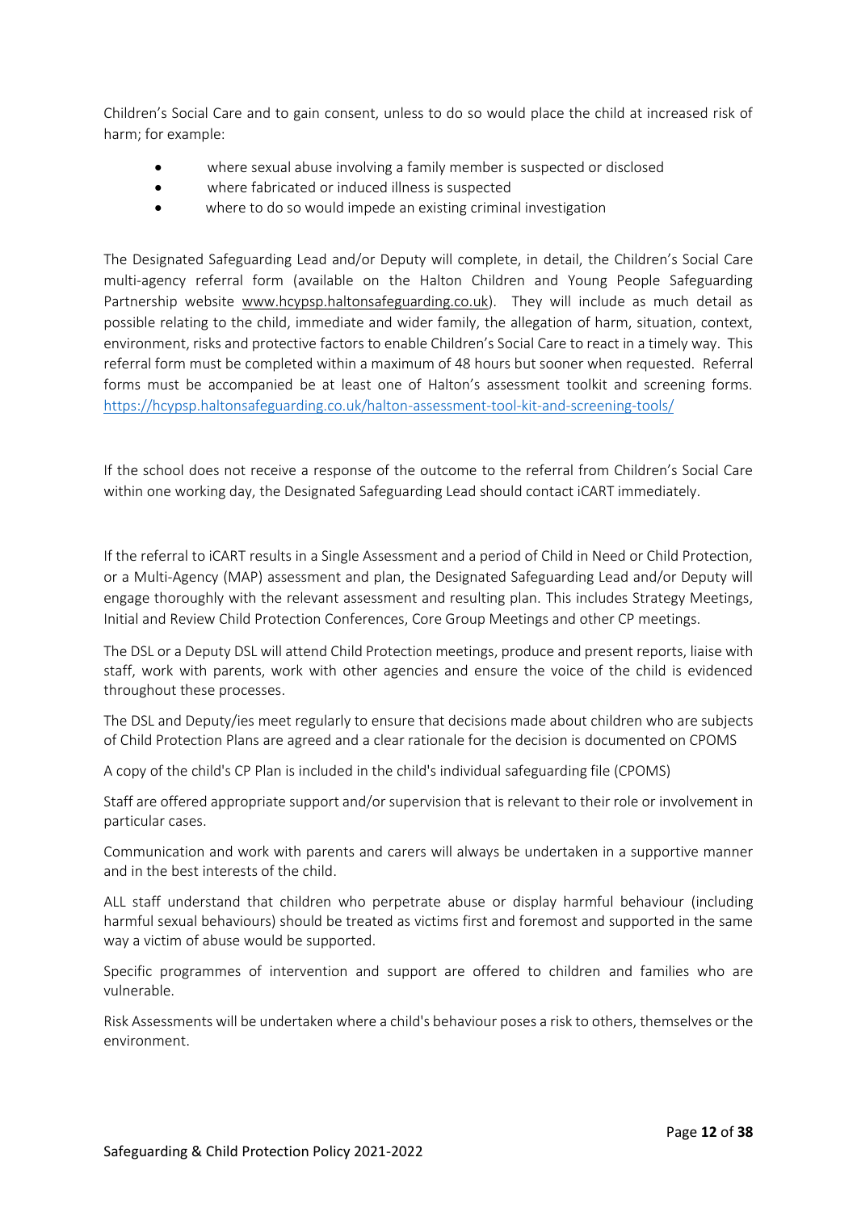Children's Social Care and to gain consent, unless to do so would place the child at increased risk of harm; for example:

- where sexual abuse involving a family member is suspected or disclosed
- where fabricated or induced illness is suspected
- where to do so would impede an existing criminal investigation

The Designated Safeguarding Lead and/or Deputy will complete, in detail, the Children's Social Care multi-agency referral form (available on the Halton Children and Young People Safeguarding Partnership website www.hcypsp.haltonsafeguarding.co.uk). They will include as much detail as possible relating to the child, immediate and wider family, the allegation of harm, situation, context, environment, risks and protective factors to enable Children's Social Care to react in a timely way. This referral form must be completed within a maximum of 48 hours but sooner when requested. Referral forms must be accompanied be at least one of Halton's assessment toolkit and screening forms. https://hcypsp.haltonsafeguarding.co.uk/halton-assessment-tool-kit-and-screening-tools/

If the school does not receive a response of the outcome to the referral from Children's Social Care within one working day, the Designated Safeguarding Lead should contact iCART immediately.

If the referral to iCART results in a Single Assessment and a period of Child in Need or Child Protection, or a Multi-Agency (MAP) assessment and plan, the Designated Safeguarding Lead and/or Deputy will engage thoroughly with the relevant assessment and resulting plan. This includes Strategy Meetings, Initial and Review Child Protection Conferences, Core Group Meetings and other CP meetings.

The DSL or a Deputy DSL will attend Child Protection meetings, produce and present reports, liaise with staff, work with parents, work with other agencies and ensure the voice of the child is evidenced throughout these processes.

The DSL and Deputy/ies meet regularly to ensure that decisions made about children who are subjects of Child Protection Plans are agreed and a clear rationale for the decision is documented on CPOMS

A copy of the child's CP Plan is included in the child's individual safeguarding file (CPOMS)

Staff are offered appropriate support and/or supervision that is relevant to their role or involvement in particular cases.

Communication and work with parents and carers will always be undertaken in a supportive manner and in the best interests of the child.

ALL staff understand that children who perpetrate abuse or display harmful behaviour (including harmful sexual behaviours) should be treated as victims first and foremost and supported in the same way a victim of abuse would be supported.

Specific programmes of intervention and support are offered to children and families who are vulnerable.

Risk Assessments will be undertaken where a child's behaviour poses a risk to others, themselves or the environment.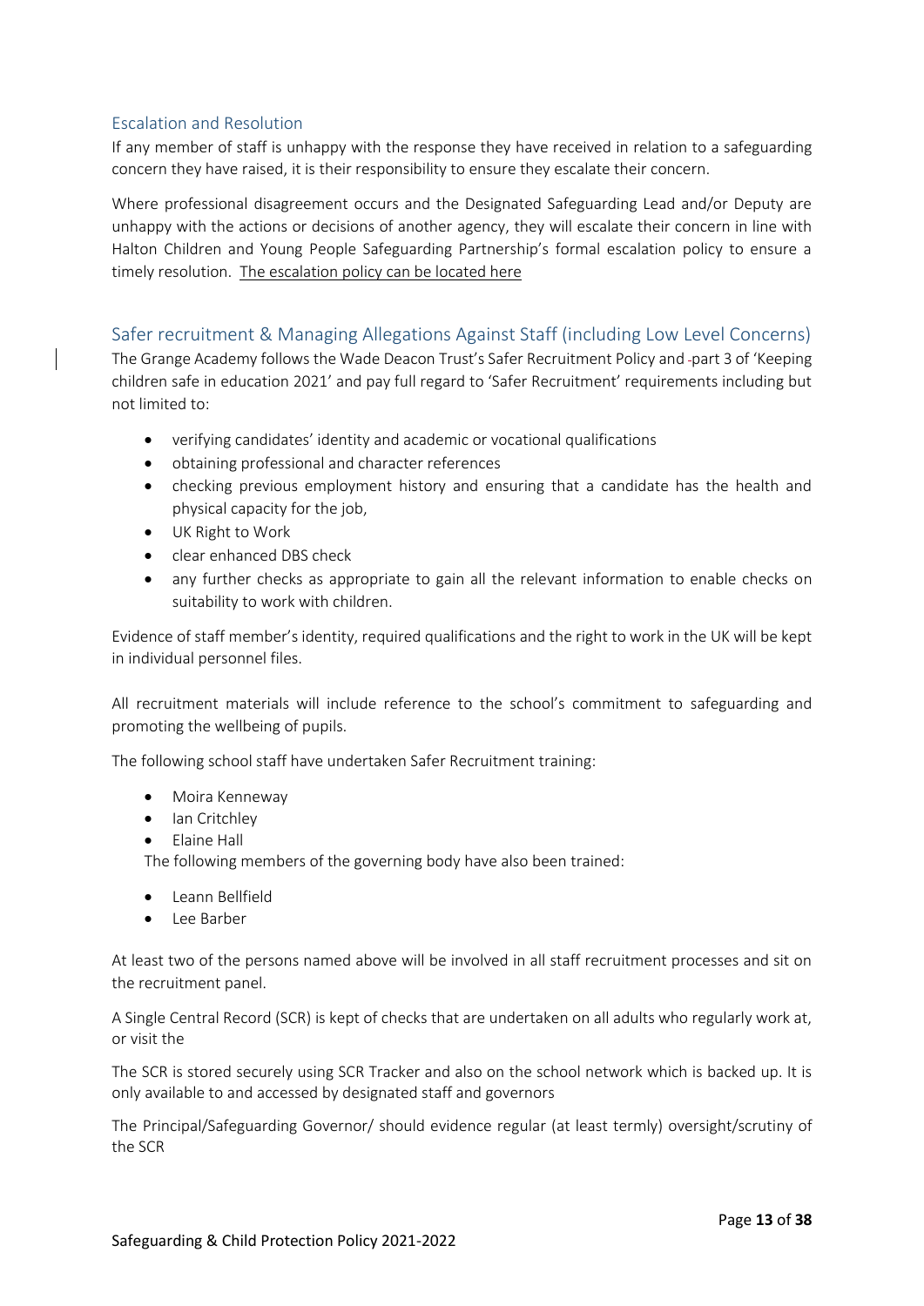## Escalation and Resolution

If any member of staff is unhappy with the response they have received in relation to a safeguarding concern they have raised, it is their responsibility to ensure they escalate their concern.

Where professional disagreement occurs and the Designated Safeguarding Lead and/or Deputy are unhappy with the actions or decisions of another agency, they will escalate their concern in line with Halton Children and Young People Safeguarding Partnership's formal escalation policy to ensure a timely resolution. The escalation policy can be located here

## Safer recruitment & Managing Allegations Against Staff (including Low Level Concerns)

The Grange Academy follows the Wade Deacon Trust's Safer Recruitment Policy and part 3 of 'Keeping children safe in education 2021' and pay full regard to 'Safer Recruitment' requirements including but not limited to:

- verifying candidates' identity and academic or vocational qualifications
- obtaining professional and character references
- checking previous employment history and ensuring that a candidate has the health and physical capacity for the job,
- UK Right to Work
- clear enhanced DBS check
- any further checks as appropriate to gain all the relevant information to enable checks on suitability to work with children.

Evidence of staff member's identity, required qualifications and the right to work in the UK will be kept in individual personnel files.

All recruitment materials will include reference to the school's commitment to safeguarding and promoting the wellbeing of pupils.

The following school staff have undertaken Safer Recruitment training:

- Moira Kenneway
- Ian Critchley
- Elaine Hall

The following members of the governing body have also been trained:

- Leann Bellfield
- Lee Barber

At least two of the persons named above will be involved in all staff recruitment processes and sit on the recruitment panel.

A Single Central Record (SCR) is kept of checks that are undertaken on all adults who regularly work at, or visit the

The SCR is stored securely using SCR Tracker and also on the school network which is backed up. It is only available to and accessed by designated staff and governors

The Principal/Safeguarding Governor/ should evidence regular (at least termly) oversight/scrutiny of the SCR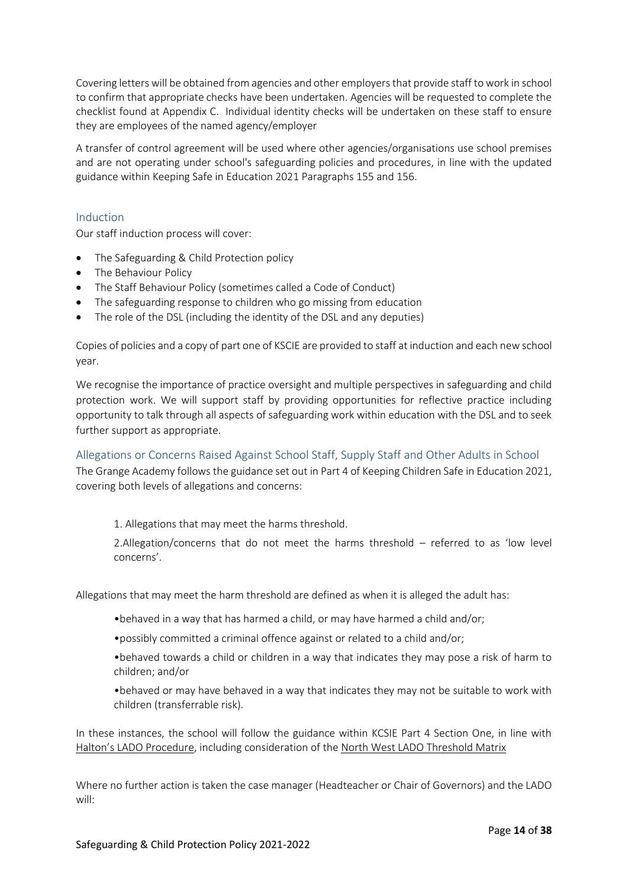Covering letters will be obtained from agencies and other employers that provide staff to work in school to confirm that appropriate checks have been undertaken. Agencies will be requested to complete the checklist found at Appendix C. Individual identity checks will be undertaken on these staff to ensure they are employees of the named agency/employer

A transfer of control agreement will be used where other agencies/organisations use school premises and are not operating under school's safeguarding policies and procedures, in line with the updated guidance within Keeping Safe in Education 2021 Paragraphs 155 and 156.

## Induction

Our staff induction process will cover:

- The Safeguarding & Child Protection policy
- The Behaviour Policy
- The Staff Behaviour Policy (sometimes called a Code of Conduct)
- The safeguarding response to children who go missing from education
- The role of the DSL (including the identity of the DSL and any deputies)

Copies of policies and a copy of part one of KSCIE are provided to staff at induction and each new school year.

We recognise the importance of practice oversight and multiple perspectives in safeguarding and child protection work. We will support staff by providing opportunities for reflective practice including opportunity to talk through all aspects of safeguarding work within education with the DSL and to seek further support as appropriate.

## Allegations or Concerns Raised Against School Staff, Supply Staff and Other Adults in School

The Grange Academy follows the guidance set out in Part 4 of Keeping Children Safe in Education 2021, covering both levels of allegations and concerns:

1. Allegations that may meet the harms threshold.

2.Allegation/concerns that do not meet the harms threshold – referred to as 'low level concerns'.

Allegations that may meet the harm threshold are defined as when it is alleged the adult has:

- behaved in a way that has harmed a child, or may have harmed a child and/or;
- possibly committed a criminal offence against or related to a child and/or;
- behaved towards a child or children in a way that indicates they may pose a risk of harm to children; and/or
- behaved or may have behaved in a way that indicates they may not be suitable to work with children (transferrable risk).

In these instances, the school will follow the guidance within KCSIE Part 4 Section One, in line with Halton's LADO Procedure, including consideration of the North West LADO Threshold Matrix

Where no further action is taken the case manager (Headteacher or Chair of Governors) and the LADO will: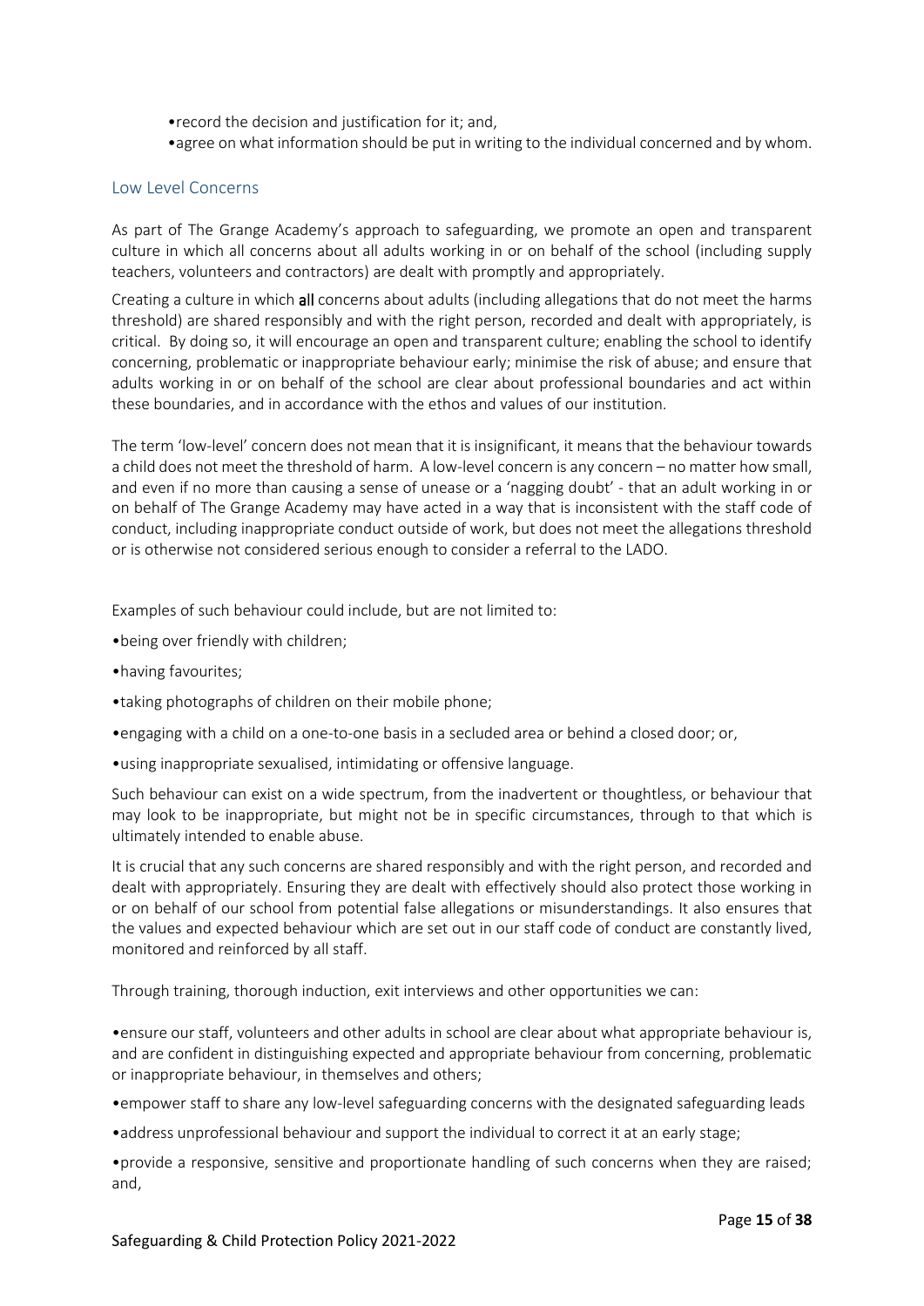•record the decision and justification for it; and,

•agree on what information should be put in writing to the individual concerned and by whom.

## Low Level Concerns

As part of The Grange Academy's approach to safeguarding, we promote an open and transparent culture in which all concerns about all adults working in or on behalf of the school (including supply teachers, volunteers and contractors) are dealt with promptly and appropriately.

Creating a culture in which **all** concerns about adults (including allegations that do not meet the harms threshold) are shared responsibly and with the right person, recorded and dealt with appropriately, is critical. By doing so, it will encourage an open and transparent culture; enabling the school to identify concerning, problematic or inappropriate behaviour early; minimise the risk of abuse; and ensure that adults working in or on behalf of the school are clear about professional boundaries and act within these boundaries, and in accordance with the ethos and values of our institution.

The term 'low-level' concern does not mean that it is insignificant, it means that the behaviour towards a child does not meet the threshold of harm. A low-level concern is any concern – no matter how small, and even if no more than causing a sense of unease or a 'nagging doubt' - that an adult working in or on behalf of The Grange Academy may have acted in a way that is inconsistent with the staff code of conduct, including inappropriate conduct outside of work, but does not meet the allegations threshold or is otherwise not considered serious enough to consider a referral to the LADO.

Examples of such behaviour could include, but are not limited to:

•being over friendly with children;

•having favourites;

•taking photographs of children on their mobile phone;

•engaging with a child on a one-to-one basis in a secluded area or behind a closed door; or,

•using inappropriate sexualised, intimidating or offensive language.

Such behaviour can exist on a wide spectrum, from the inadvertent or thoughtless, or behaviour that may look to be inappropriate, but might not be in specific circumstances, through to that which is ultimately intended to enable abuse.

It is crucial that any such concerns are shared responsibly and with the right person, and recorded and dealt with appropriately. Ensuring they are dealt with effectively should also protect those working in or on behalf of our school from potential false allegations or misunderstandings. It also ensures that the values and expected behaviour which are set out in our staff code of conduct are constantly lived, monitored and reinforced by all staff.

Through training, thorough induction, exit interviews and other opportunities we can:

•ensure our staff, volunteers and other adults in school are clear about what appropriate behaviour is, and are confident in distinguishing expected and appropriate behaviour from concerning, problematic or inappropriate behaviour, in themselves and others;

•empower staff to share any low-level safeguarding concerns with the designated safeguarding leads

•address unprofessional behaviour and support the individual to correct it at an early stage;

•provide a responsive, sensitive and proportionate handling of such concerns when they are raised; and,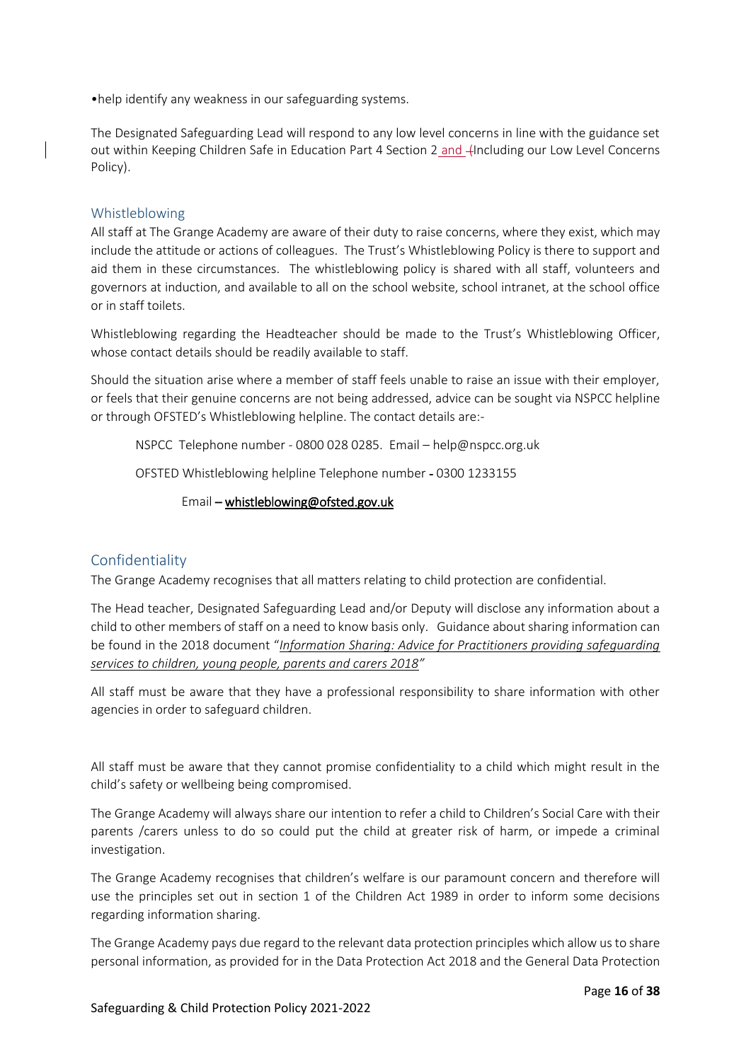•help identify any weakness in our safeguarding systems.

The Designated Safeguarding Lead will respond to any low level concerns in line with the guidance set out within Keeping Children Safe in Education Part 4 Section 2 and (Including our Low Level Concerns Policy).

## Whistleblowing

All staff at The Grange Academy are aware of their duty to raise concerns, where they exist, which may include the attitude or actions of colleagues. The Trust's Whistleblowing Policy is there to support and aid them in these circumstances. The whistleblowing policy is shared with all staff, volunteers and governors at induction, and available to all on the school website, school intranet, at the school office or in staff toilets.

Whistleblowing regarding the Headteacher should be made to the Trust's Whistleblowing Officer, whose contact details should be readily available to staff.

Should the situation arise where a member of staff feels unable to raise an issue with their employer, or feels that their genuine concerns are not being addressed, advice can be sought via NSPCC helpline or through OFSTED's Whistleblowing helpline. The contact details are:-

NSPCC Telephone number - 0800 028 0285. Email – help@nspcc.org.uk

OFSTED Whistleblowing helpline Telephone number - 0300 1233155

Email – whistleblowing@ofsted.gov.uk

## Confidentiality

The Grange Academy recognises that all matters relating to child protection are confidential.

The Head teacher, Designated Safeguarding Lead and/or Deputy will disclose any information about a child to other members of staff on a need to know basis only. Guidance about sharing information can be found in the 2018 document "*Information Sharing: Advice for Practitioners providing safeguarding services to children, young people, parents and carers 2018*"

All staff must be aware that they have a professional responsibility to share information with other agencies in order to safeguard children.

All staff must be aware that they cannot promise confidentiality to a child which might result in the child's safety or wellbeing being compromised.

The Grange Academy will always share our intention to refer a child to Children's Social Care with their parents /carers unless to do so could put the child at greater risk of harm, or impede a criminal investigation.

The Grange Academy recognises that children's welfare is our paramount concern and therefore will use the principles set out in section 1 of the Children Act 1989 in order to inform some decisions regarding information sharing.

The Grange Academy pays due regard to the relevant data protection principles which allow us to share personal information, as provided for in the Data Protection Act 2018 and the General Data Protection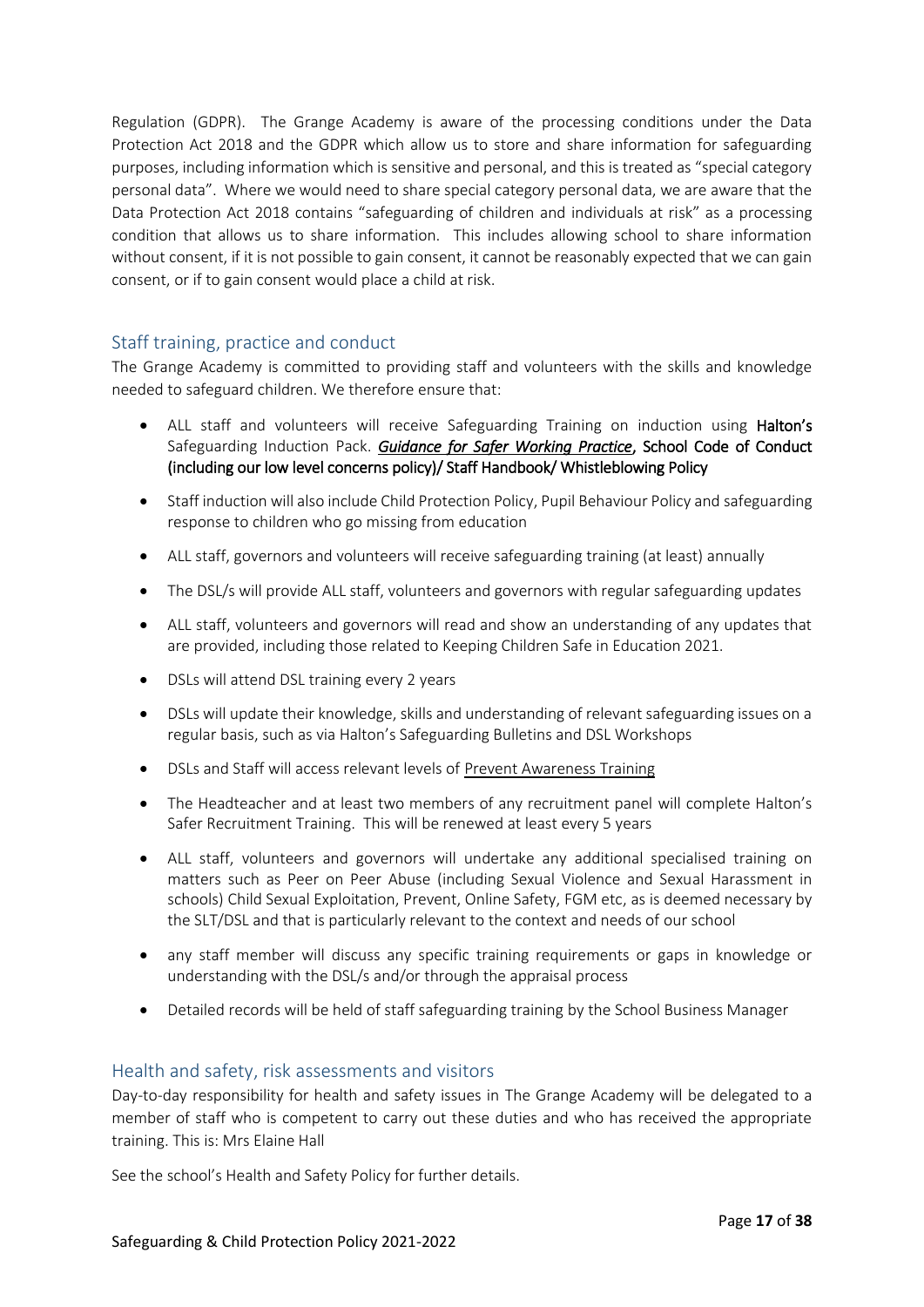Regulation (GDPR). The Grange Academy is aware of the processing conditions under the Data Protection Act 2018 and the GDPR which allow us to store and share information for safeguarding purposes, including information which is sensitive and personal, and this is treated as "special category personal data". Where we would need to share special category personal data, we are aware that the Data Protection Act 2018 contains "safeguarding of children and individuals at risk" as a processing condition that allows us to share information. This includes allowing school to share information without consent, if it is not possible to gain consent, it cannot be reasonably expected that we can gain consent, or if to gain consent would place a child at risk.

## Staff training, practice and conduct

The Grange Academy is committed to providing staff and volunteers with the skills and knowledge needed to safeguard children. We therefore ensure that:

- ALL staff and volunteers will receive Safeguarding Training on induction using **Halton's** Safeguarding Induction Pack. ***Guidance for Safer Working Practice*****, School Code of Conduct (including our low level concerns policy)/ Staff Handbook/ Whistleblowing Policy**
- Staff induction will also include Child Protection Policy, Pupil Behaviour Policy and safeguarding response to children who go missing from education
- ALL staff, governors and volunteers will receive safeguarding training (at least) annually
- The DSL/s will provide ALL staff, volunteers and governors with regular safeguarding updates
- ALL staff, volunteers and governors will read and show an understanding of any updates that are provided, including those related to Keeping Children Safe in Education 2021.
- DSLs will attend DSL training every 2 years
- DSLs will update their knowledge, skills and understanding of relevant safeguarding issues on a regular basis, such as via Halton's Safeguarding Bulletins and DSL Workshops
- DSLs and Staff will access relevant levels of Prevent Awareness Training
- The Headteacher and at least two members of any recruitment panel will complete Halton's Safer Recruitment Training. This will be renewed at least every 5 years
- ALL staff, volunteers and governors will undertake any additional specialised training on matters such as Peer on Peer Abuse (including Sexual Violence and Sexual Harassment in schools) Child Sexual Exploitation, Prevent, Online Safety, FGM etc, as is deemed necessary by the SLT/DSL and that is particularly relevant to the context and needs of our school
- any staff member will discuss any specific training requirements or gaps in knowledge or understanding with the DSL/s and/or through the appraisal process
- Detailed records will be held of staff safeguarding training by the School Business Manager

## Health and safety, risk assessments and visitors

Day-to-day responsibility for health and safety issues in The Grange Academy will be delegated to a member of staff who is competent to carry out these duties and who has received the appropriate training. This is: Mrs Elaine Hall

See the school's Health and Safety Policy for further details.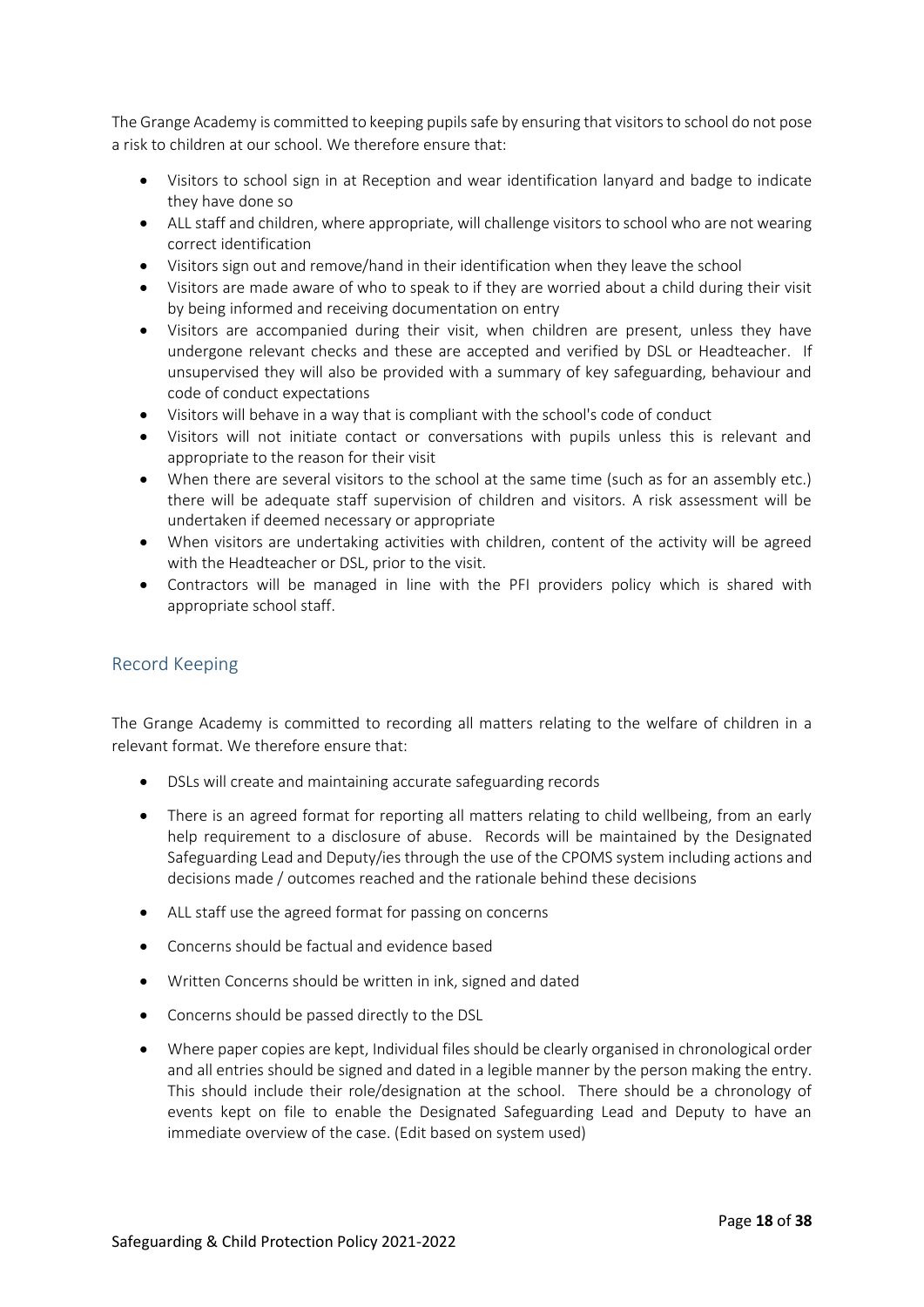The Grange Academy is committed to keeping pupils safe by ensuring that visitors to school do not pose a risk to children at our school. We therefore ensure that:

- Visitors to school sign in at Reception and wear identification lanyard and badge to indicate they have done so
- ALL staff and children, where appropriate, will challenge visitors to school who are not wearing correct identification
- Visitors sign out and remove/hand in their identification when they leave the school
- Visitors are made aware of who to speak to if they are worried about a child during their visit by being informed and receiving documentation on entry
- Visitors are accompanied during their visit, when children are present, unless they have undergone relevant checks and these are accepted and verified by DSL or Headteacher. If unsupervised they will also be provided with a summary of key safeguarding, behaviour and code of conduct expectations
- Visitors will behave in a way that is compliant with the school's code of conduct
- Visitors will not initiate contact or conversations with pupils unless this is relevant and appropriate to the reason for their visit
- When there are several visitors to the school at the same time (such as for an assembly etc.) there will be adequate staff supervision of children and visitors. A risk assessment will be undertaken if deemed necessary or appropriate
- When visitors are undertaking activities with children, content of the activity will be agreed with the Headteacher or DSL, prior to the visit.
- Contractors will be managed in line with the PFI providers policy which is shared with appropriate school staff.

## Record Keeping

The Grange Academy is committed to recording all matters relating to the welfare of children in a relevant format. We therefore ensure that:

- DSLs will create and maintaining accurate safeguarding records
- There is an agreed format for reporting all matters relating to child wellbeing, from an early help requirement to a disclosure of abuse. Records will be maintained by the Designated Safeguarding Lead and Deputy/ies through the use of the CPOMS system including actions and decisions made / outcomes reached and the rationale behind these decisions
- ALL staff use the agreed format for passing on concerns
- Concerns should be factual and evidence based
- Written Concerns should be written in ink, signed and dated
- Concerns should be passed directly to the DSL
- Where paper copies are kept, Individual files should be clearly organised in chronological order and all entries should be signed and dated in a legible manner by the person making the entry. This should include their role/designation at the school. There should be a chronology of events kept on file to enable the Designated Safeguarding Lead and Deputy to have an immediate overview of the case. (Edit based on system used)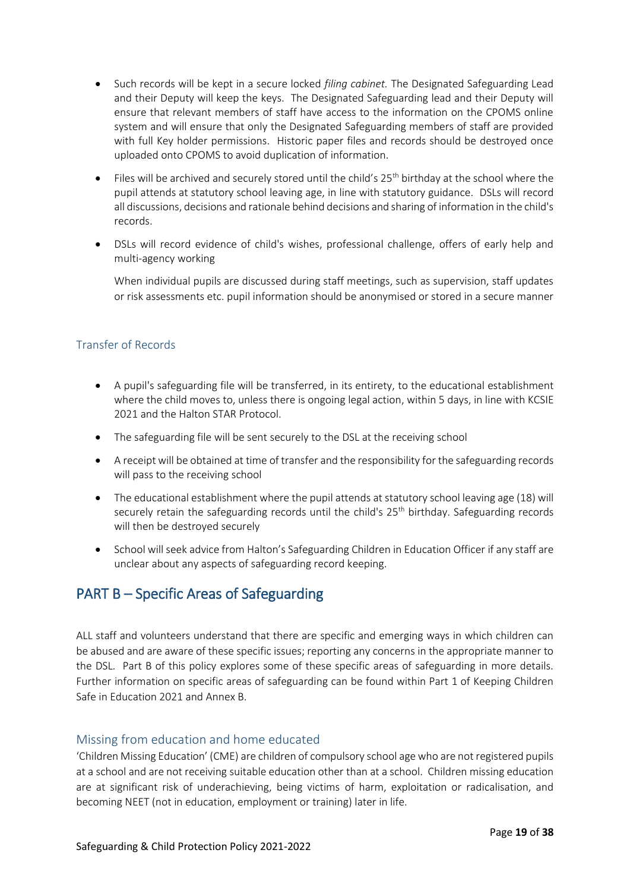- Such records will be kept in a secure locked *filing cabinet.* The Designated Safeguarding Lead and their Deputy will keep the keys. The Designated Safeguarding lead and their Deputy will ensure that relevant members of staff have access to the information on the CPOMS online system and will ensure that only the Designated Safeguarding members of staff are provided with full Key holder permissions. Historic paper files and records should be destroyed once uploaded onto CPOMS to avoid duplication of information.
- Files will be archived and securely stored until the child's 25th birthday at the school where the pupil attends at statutory school leaving age, in line with statutory guidance. DSLs will record all discussions, decisions and rationale behind decisions and sharing of information in the child's records.
- DSLs will record evidence of child's wishes, professional challenge, offers of early help and multi-agency working

  When individual pupils are discussed during staff meetings, such as supervision, staff updates or risk assessments etc. pupil information should be anonymised or stored in a secure manner

### Transfer of Records

- A pupil's safeguarding file will be transferred, in its entirety, to the educational establishment where the child moves to, unless there is ongoing legal action, within 5 days, in line with KCSIE 2021 and the Halton STAR Protocol.
- The safeguarding file will be sent securely to the DSL at the receiving school
- A receipt will be obtained at time of transfer and the responsibility for the safeguarding records will pass to the receiving school
- The educational establishment where the pupil attends at statutory school leaving age (18) will securely retain the safeguarding records until the child's 25th birthday. Safeguarding records will then be destroyed securely
- School will seek advice from Halton's Safeguarding Children in Education Officer if any staff are unclear about any aspects of safeguarding record keeping.

## PART B – Specific Areas of Safeguarding

ALL staff and volunteers understand that there are specific and emerging ways in which children can be abused and are aware of these specific issues; reporting any concerns in the appropriate manner to the DSL. Part B of this policy explores some of these specific areas of safeguarding in more details. Further information on specific areas of safeguarding can be found within Part 1 of Keeping Children Safe in Education 2021 and Annex B.

### Missing from education and home educated

'Children Missing Education' (CME) are children of compulsory school age who are not registered pupils at a school and are not receiving suitable education other than at a school. Children missing education are at significant risk of underachieving, being victims of harm, exploitation or radicalisation, and becoming NEET (not in education, employment or training) later in life.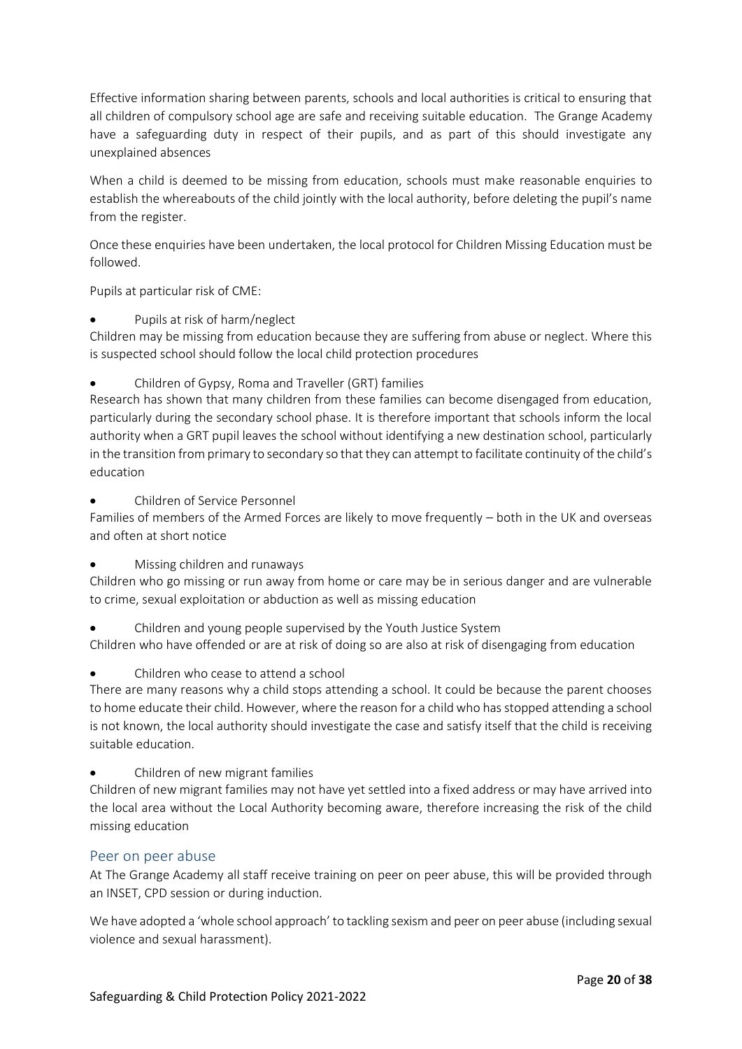Effective information sharing between parents, schools and local authorities is critical to ensuring that all children of compulsory school age are safe and receiving suitable education. The Grange Academy have a safeguarding duty in respect of their pupils, and as part of this should investigate any unexplained absences

When a child is deemed to be missing from education, schools must make reasonable enquiries to establish the whereabouts of the child jointly with the local authority, before deleting the pupil's name from the register.

Once these enquiries have been undertaken, the local protocol for Children Missing Education must be followed.

Pupils at particular risk of CME:

- Pupils at risk of harm/neglect

Children may be missing from education because they are suffering from abuse or neglect. Where this is suspected school should follow the local child protection procedures

- Children of Gypsy, Roma and Traveller (GRT) families

Research has shown that many children from these families can become disengaged from education, particularly during the secondary school phase. It is therefore important that schools inform the local authority when a GRT pupil leaves the school without identifying a new destination school, particularly in the transition from primary to secondary so that they can attempt to facilitate continuity of the child's education

- Children of Service Personnel

Families of members of the Armed Forces are likely to move frequently – both in the UK and overseas and often at short notice

- Missing children and runaways

Children who go missing or run away from home or care may be in serious danger and are vulnerable to crime, sexual exploitation or abduction as well as missing education

- Children and young people supervised by the Youth Justice System

Children who have offended or are at risk of doing so are also at risk of disengaging from education

- Children who cease to attend a school

There are many reasons why a child stops attending a school. It could be because the parent chooses to home educate their child. However, where the reason for a child who has stopped attending a school is not known, the local authority should investigate the case and satisfy itself that the child is receiving suitable education.

- Children of new migrant families

Children of new migrant families may not have yet settled into a fixed address or may have arrived into the local area without the Local Authority becoming aware, therefore increasing the risk of the child missing education

## Peer on peer abuse

At The Grange Academy all staff receive training on peer on peer abuse, this will be provided through an INSET, CPD session or during induction.

We have adopted a 'whole school approach' to tackling sexism and peer on peer abuse (including sexual violence and sexual harassment).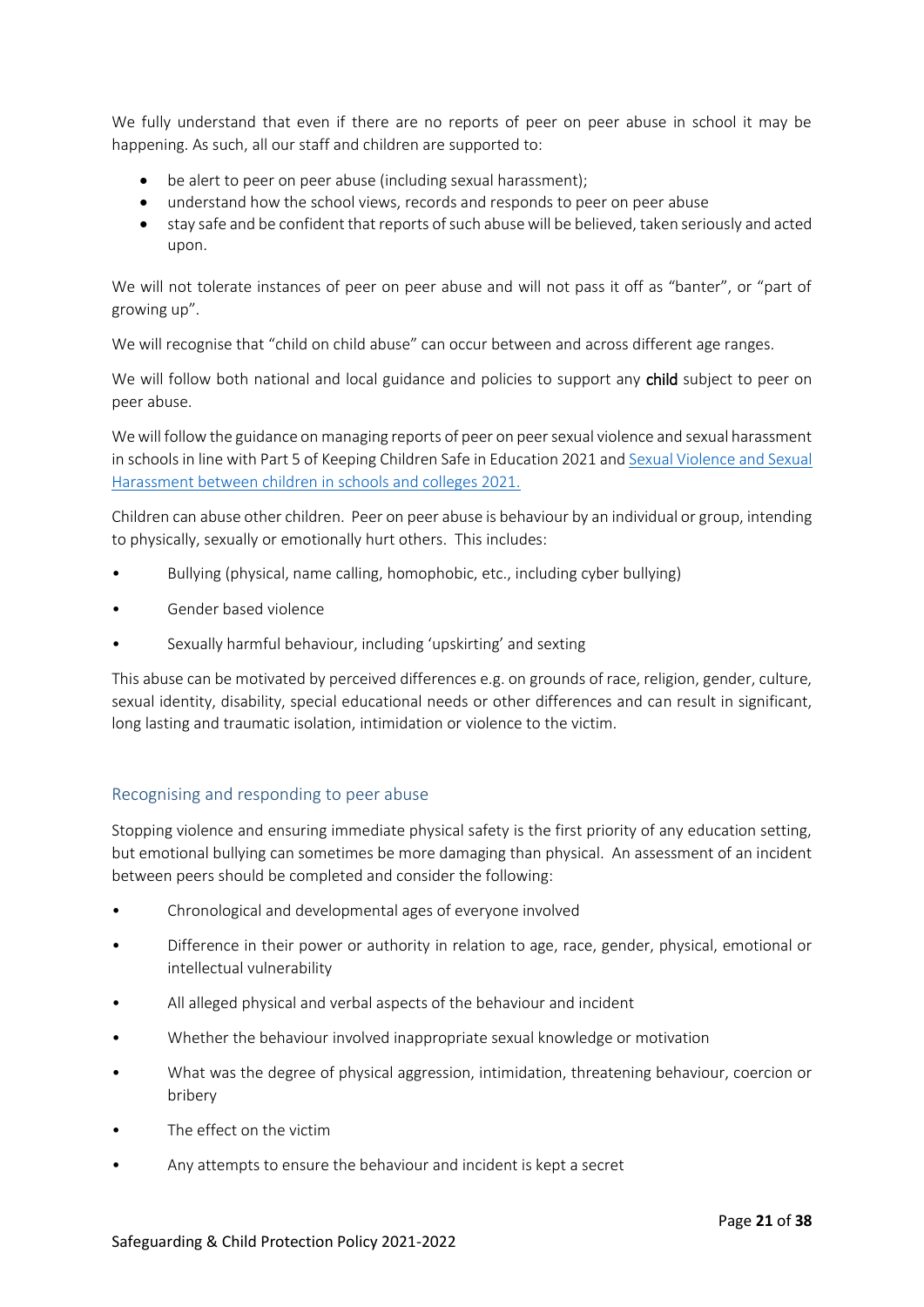We fully understand that even if there are no reports of peer on peer abuse in school it may be happening. As such, all our staff and children are supported to:

- be alert to peer on peer abuse (including sexual harassment);
- understand how the school views, records and responds to peer on peer abuse
- stay safe and be confident that reports of such abuse will be believed, taken seriously and acted upon.

We will not tolerate instances of peer on peer abuse and will not pass it off as "banter", or "part of growing up".

We will recognise that "child on child abuse" can occur between and across different age ranges.

We will follow both national and local guidance and policies to support any **child** subject to peer on peer abuse.

We will follow the guidance on managing reports of peer on peer sexual violence and sexual harassment in schools in line with Part 5 of Keeping Children Safe in Education 2021 and [Sexual Violence and Sexual Harassment between children in schools and colleges 2021.]

Children can abuse other children. Peer on peer abuse is behaviour by an individual or group, intending to physically, sexually or emotionally hurt others. This includes:

- Bullying (physical, name calling, homophobic, etc., including cyber bullying)
- Gender based violence
- Sexually harmful behaviour, including 'upskirting' and sexting

This abuse can be motivated by perceived differences e.g. on grounds of race, religion, gender, culture, sexual identity, disability, special educational needs or other differences and can result in significant, long lasting and traumatic isolation, intimidation or violence to the victim.

## Recognising and responding to peer abuse

Stopping violence and ensuring immediate physical safety is the first priority of any education setting, but emotional bullying can sometimes be more damaging than physical. An assessment of an incident between peers should be completed and consider the following:

- Chronological and developmental ages of everyone involved
- Difference in their power or authority in relation to age, race, gender, physical, emotional or intellectual vulnerability
- All alleged physical and verbal aspects of the behaviour and incident
- Whether the behaviour involved inappropriate sexual knowledge or motivation
- What was the degree of physical aggression, intimidation, threatening behaviour, coercion or bribery
- The effect on the victim
- Any attempts to ensure the behaviour and incident is kept a secret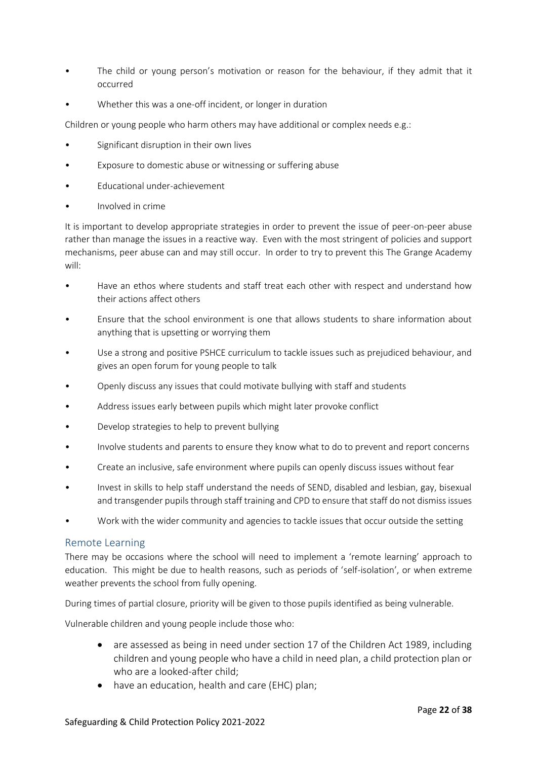- The child or young person's motivation or reason for the behaviour, if they admit that it occurred
- Whether this was a one-off incident, or longer in duration

Children or young people who harm others may have additional or complex needs e.g.:

- Significant disruption in their own lives
- Exposure to domestic abuse or witnessing or suffering abuse
- Educational under-achievement
- Involved in crime

It is important to develop appropriate strategies in order to prevent the issue of peer-on-peer abuse rather than manage the issues in a reactive way. Even with the most stringent of policies and support mechanisms, peer abuse can and may still occur. In order to try to prevent this The Grange Academy will:

- Have an ethos where students and staff treat each other with respect and understand how their actions affect others
- Ensure that the school environment is one that allows students to share information about anything that is upsetting or worrying them
- Use a strong and positive PSHCE curriculum to tackle issues such as prejudiced behaviour, and gives an open forum for young people to talk
- Openly discuss any issues that could motivate bullying with staff and students
- Address issues early between pupils which might later provoke conflict
- Develop strategies to help to prevent bullying
- Involve students and parents to ensure they know what to do to prevent and report concerns
- Create an inclusive, safe environment where pupils can openly discuss issues without fear
- Invest in skills to help staff understand the needs of SEND, disabled and lesbian, gay, bisexual and transgender pupils through staff training and CPD to ensure that staff do not dismiss issues
- Work with the wider community and agencies to tackle issues that occur outside the setting

## Remote Learning

There may be occasions where the school will need to implement a 'remote learning' approach to education. This might be due to health reasons, such as periods of 'self-isolation', or when extreme weather prevents the school from fully opening.

During times of partial closure, priority will be given to those pupils identified as being vulnerable.

Vulnerable children and young people include those who:

- are assessed as being in need under section 17 of the Children Act 1989, including children and young people who have a child in need plan, a child protection plan or who are a looked-after child;
- have an education, health and care (EHC) plan;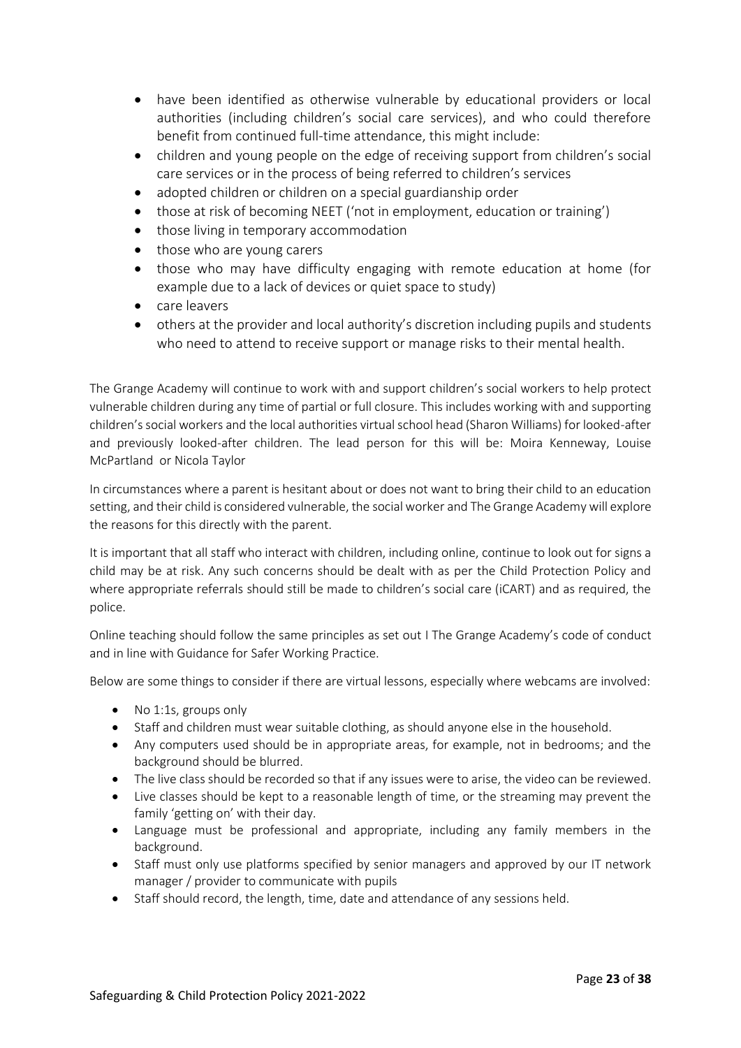- have been identified as otherwise vulnerable by educational providers or local authorities (including children's social care services), and who could therefore benefit from continued full-time attendance, this might include:
- children and young people on the edge of receiving support from children's social care services or in the process of being referred to children's services
- adopted children or children on a special guardianship order
- those at risk of becoming NEET ('not in employment, education or training')
- those living in temporary accommodation
- those who are young carers
- those who may have difficulty engaging with remote education at home (for example due to a lack of devices or quiet space to study)
- care leavers
- others at the provider and local authority's discretion including pupils and students who need to attend to receive support or manage risks to their mental health.

The Grange Academy will continue to work with and support children's social workers to help protect vulnerable children during any time of partial or full closure. This includes working with and supporting children's social workers and the local authorities virtual school head (Sharon Williams) for looked-after and previously looked-after children. The lead person for this will be: Moira Kenneway, Louise McPartland or Nicola Taylor

In circumstances where a parent is hesitant about or does not want to bring their child to an education setting, and their child is considered vulnerable, the social worker and The Grange Academy will explore the reasons for this directly with the parent.

It is important that all staff who interact with children, including online, continue to look out for signs a child may be at risk. Any such concerns should be dealt with as per the Child Protection Policy and where appropriate referrals should still be made to children's social care (iCART) and as required, the police.

Online teaching should follow the same principles as set out I The Grange Academy's code of conduct and in line with Guidance for Safer Working Practice.

Below are some things to consider if there are virtual lessons, especially where webcams are involved:

- No 1:1s, groups only
- Staff and children must wear suitable clothing, as should anyone else in the household.
- Any computers used should be in appropriate areas, for example, not in bedrooms; and the background should be blurred.
- The live class should be recorded so that if any issues were to arise, the video can be reviewed.
- Live classes should be kept to a reasonable length of time, or the streaming may prevent the family 'getting on' with their day.
- Language must be professional and appropriate, including any family members in the background.
- Staff must only use platforms specified by senior managers and approved by our IT network manager / provider to communicate with pupils
- Staff should record, the length, time, date and attendance of any sessions held.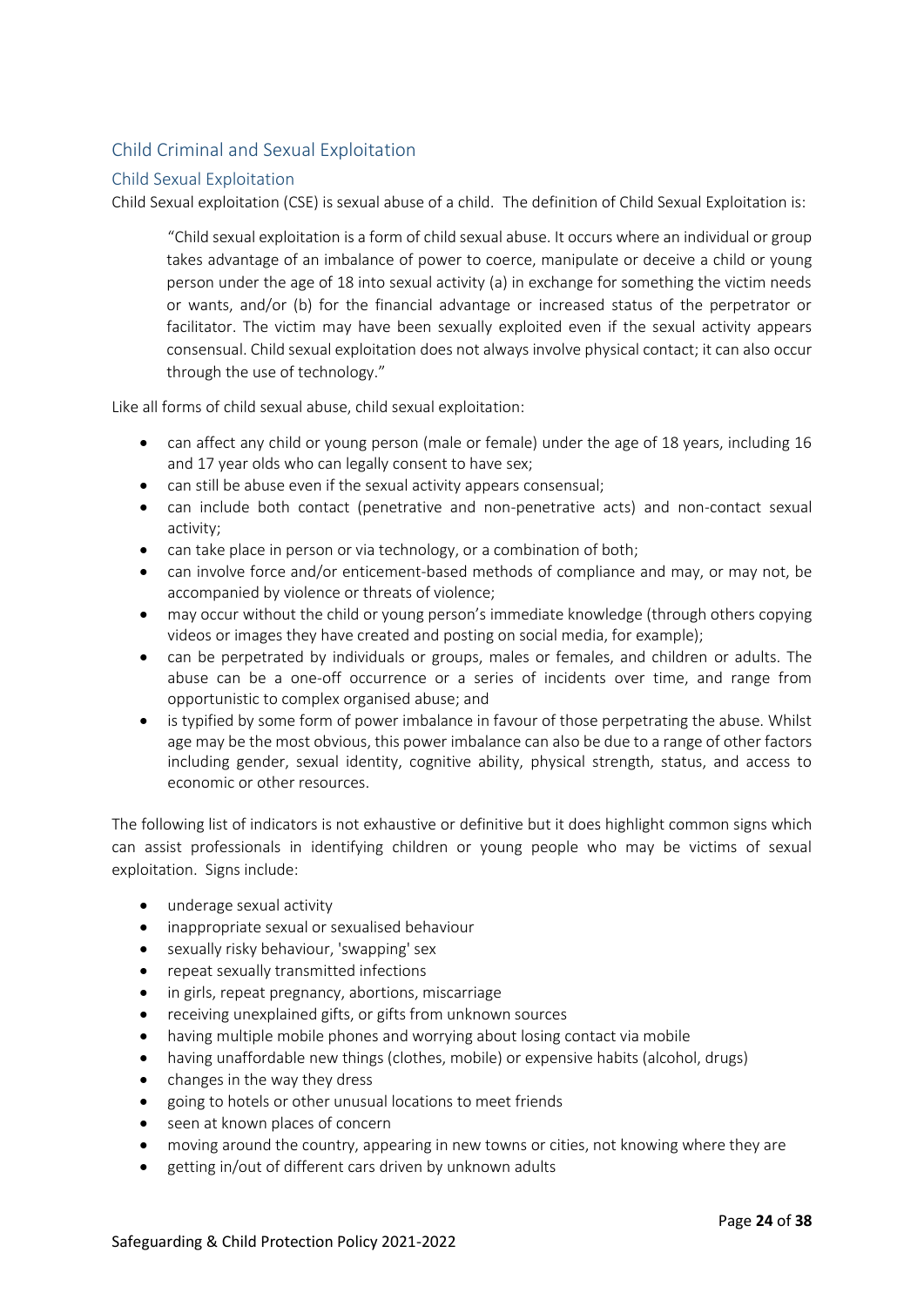## Child Criminal and Sexual Exploitation

### Child Sexual Exploitation

Child Sexual exploitation (CSE) is sexual abuse of a child. The definition of Child Sexual Exploitation is:

> "Child sexual exploitation is a form of child sexual abuse. It occurs where an individual or group takes advantage of an imbalance of power to coerce, manipulate or deceive a child or young person under the age of 18 into sexual activity (a) in exchange for something the victim needs or wants, and/or (b) for the financial advantage or increased status of the perpetrator or facilitator. The victim may have been sexually exploited even if the sexual activity appears consensual. Child sexual exploitation does not always involve physical contact; it can also occur through the use of technology."

Like all forms of child sexual abuse, child sexual exploitation:

- can affect any child or young person (male or female) under the age of 18 years, including 16 and 17 year olds who can legally consent to have sex;
- can still be abuse even if the sexual activity appears consensual;
- can include both contact (penetrative and non-penetrative acts) and non-contact sexual activity;
- can take place in person or via technology, or a combination of both;
- can involve force and/or enticement-based methods of compliance and may, or may not, be accompanied by violence or threats of violence;
- may occur without the child or young person's immediate knowledge (through others copying videos or images they have created and posting on social media, for example);
- can be perpetrated by individuals or groups, males or females, and children or adults. The abuse can be a one-off occurrence or a series of incidents over time, and range from opportunistic to complex organised abuse; and
- is typified by some form of power imbalance in favour of those perpetrating the abuse. Whilst age may be the most obvious, this power imbalance can also be due to a range of other factors including gender, sexual identity, cognitive ability, physical strength, status, and access to economic or other resources.

The following list of indicators is not exhaustive or definitive but it does highlight common signs which can assist professionals in identifying children or young people who may be victims of sexual exploitation. Signs include:

- underage sexual activity
- inappropriate sexual or sexualised behaviour
- sexually risky behaviour, 'swapping' sex
- repeat sexually transmitted infections
- in girls, repeat pregnancy, abortions, miscarriage
- receiving unexplained gifts, or gifts from unknown sources
- having multiple mobile phones and worrying about losing contact via mobile
- having unaffordable new things (clothes, mobile) or expensive habits (alcohol, drugs)
- changes in the way they dress
- going to hotels or other unusual locations to meet friends
- seen at known places of concern
- moving around the country, appearing in new towns or cities, not knowing where they are
- getting in/out of different cars driven by unknown adults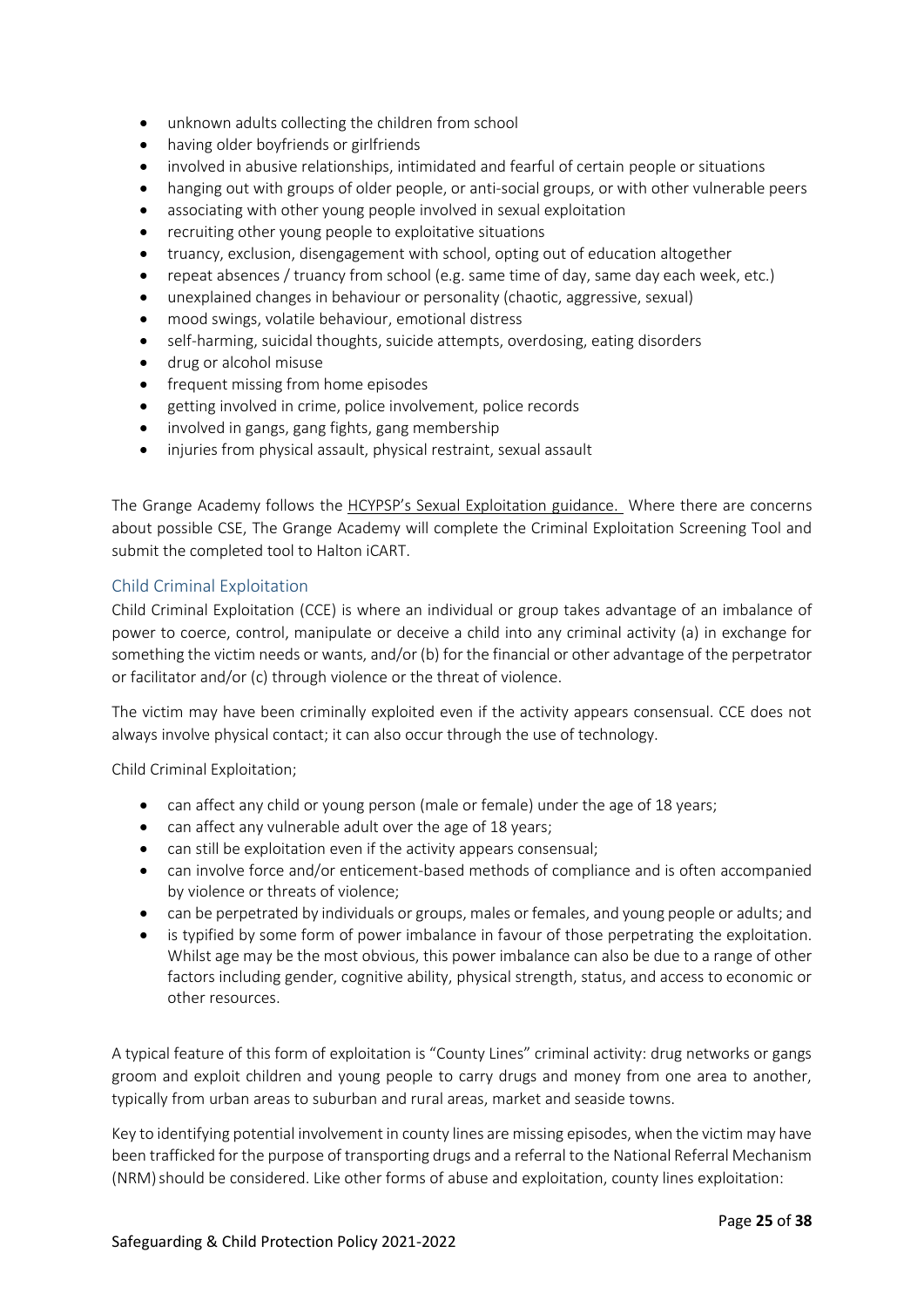- unknown adults collecting the children from school
- having older boyfriends or girlfriends
- involved in abusive relationships, intimidated and fearful of certain people or situations
- hanging out with groups of older people, or anti-social groups, or with other vulnerable peers
- associating with other young people involved in sexual exploitation
- recruiting other young people to exploitative situations
- truancy, exclusion, disengagement with school, opting out of education altogether
- repeat absences / truancy from school (e.g. same time of day, same day each week, etc.)
- unexplained changes in behaviour or personality (chaotic, aggressive, sexual)
- mood swings, volatile behaviour, emotional distress
- self-harming, suicidal thoughts, suicide attempts, overdosing, eating disorders
- drug or alcohol misuse
- frequent missing from home episodes
- getting involved in crime, police involvement, police records
- involved in gangs, gang fights, gang membership
- injuries from physical assault, physical restraint, sexual assault

The Grange Academy follows the HCYPSP's Sexual Exploitation guidance. Where there are concerns about possible CSE, The Grange Academy will complete the Criminal Exploitation Screening Tool and submit the completed tool to Halton iCART.

## Child Criminal Exploitation

Child Criminal Exploitation (CCE) is where an individual or group takes advantage of an imbalance of power to coerce, control, manipulate or deceive a child into any criminal activity (a) in exchange for something the victim needs or wants, and/or (b) for the financial or other advantage of the perpetrator or facilitator and/or (c) through violence or the threat of violence.

The victim may have been criminally exploited even if the activity appears consensual. CCE does not always involve physical contact; it can also occur through the use of technology.

Child Criminal Exploitation;

- can affect any child or young person (male or female) under the age of 18 years;
- can affect any vulnerable adult over the age of 18 years;
- can still be exploitation even if the activity appears consensual;
- can involve force and/or enticement-based methods of compliance and is often accompanied by violence or threats of violence;
- can be perpetrated by individuals or groups, males or females, and young people or adults; and
- is typified by some form of power imbalance in favour of those perpetrating the exploitation. Whilst age may be the most obvious, this power imbalance can also be due to a range of other factors including gender, cognitive ability, physical strength, status, and access to economic or other resources.

A typical feature of this form of exploitation is "County Lines" criminal activity: drug networks or gangs groom and exploit children and young people to carry drugs and money from one area to another, typically from urban areas to suburban and rural areas, market and seaside towns.

Key to identifying potential involvement in county lines are missing episodes, when the victim may have been trafficked for the purpose of transporting drugs and a referral to the National Referral Mechanism (NRM) should be considered. Like other forms of abuse and exploitation, county lines exploitation: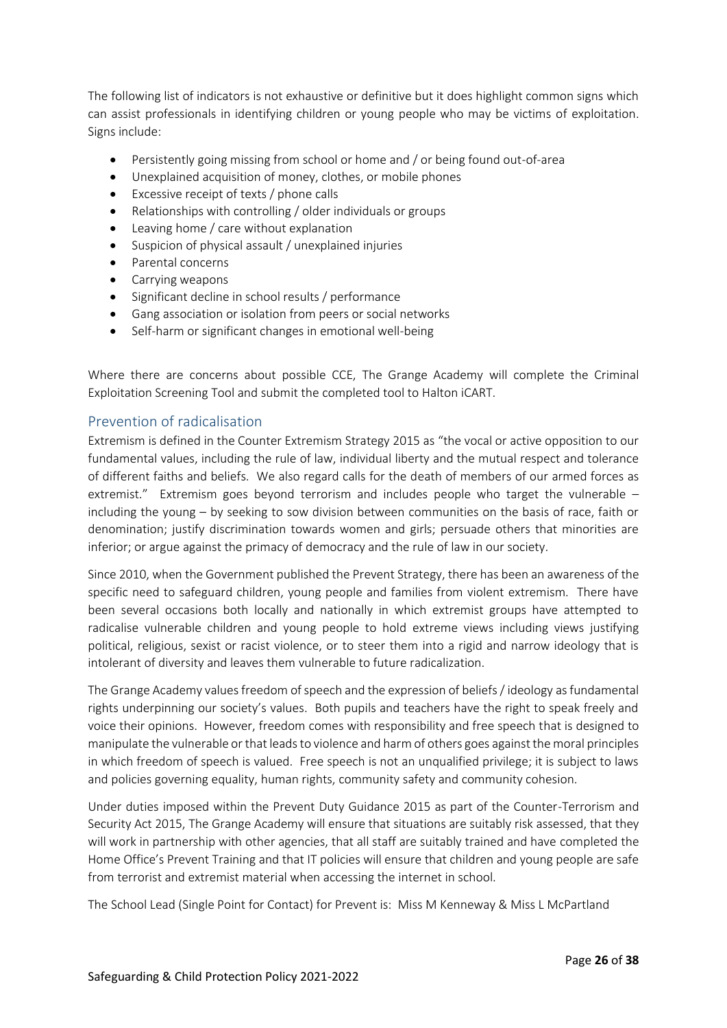The following list of indicators is not exhaustive or definitive but it does highlight common signs which can assist professionals in identifying children or young people who may be victims of exploitation. Signs include:

- Persistently going missing from school or home and / or being found out-of-area
- Unexplained acquisition of money, clothes, or mobile phones
- Excessive receipt of texts / phone calls
- Relationships with controlling / older individuals or groups
- Leaving home / care without explanation
- Suspicion of physical assault / unexplained injuries
- Parental concerns
- Carrying weapons
- Significant decline in school results / performance
- Gang association or isolation from peers or social networks
- Self-harm or significant changes in emotional well-being

Where there are concerns about possible CCE, The Grange Academy will complete the Criminal Exploitation Screening Tool and submit the completed tool to Halton iCART.

## Prevention of radicalisation

Extremism is defined in the Counter Extremism Strategy 2015 as "the vocal or active opposition to our fundamental values, including the rule of law, individual liberty and the mutual respect and tolerance of different faiths and beliefs. We also regard calls for the death of members of our armed forces as extremist." Extremism goes beyond terrorism and includes people who target the vulnerable – including the young – by seeking to sow division between communities on the basis of race, faith or denomination; justify discrimination towards women and girls; persuade others that minorities are inferior; or argue against the primacy of democracy and the rule of law in our society.

Since 2010, when the Government published the Prevent Strategy, there has been an awareness of the specific need to safeguard children, young people and families from violent extremism. There have been several occasions both locally and nationally in which extremist groups have attempted to radicalise vulnerable children and young people to hold extreme views including views justifying political, religious, sexist or racist violence, or to steer them into a rigid and narrow ideology that is intolerant of diversity and leaves them vulnerable to future radicalization.

The Grange Academy values freedom of speech and the expression of beliefs / ideology as fundamental rights underpinning our society's values. Both pupils and teachers have the right to speak freely and voice their opinions. However, freedom comes with responsibility and free speech that is designed to manipulate the vulnerable or that leads to violence and harm of others goes against the moral principles in which freedom of speech is valued. Free speech is not an unqualified privilege; it is subject to laws and policies governing equality, human rights, community safety and community cohesion.

Under duties imposed within the Prevent Duty Guidance 2015 as part of the Counter-Terrorism and Security Act 2015, The Grange Academy will ensure that situations are suitably risk assessed, that they will work in partnership with other agencies, that all staff are suitably trained and have completed the Home Office's Prevent Training and that IT policies will ensure that children and young people are safe from terrorist and extremist material when accessing the internet in school.

The School Lead (Single Point for Contact) for Prevent is: Miss M Kenneway & Miss L McPartland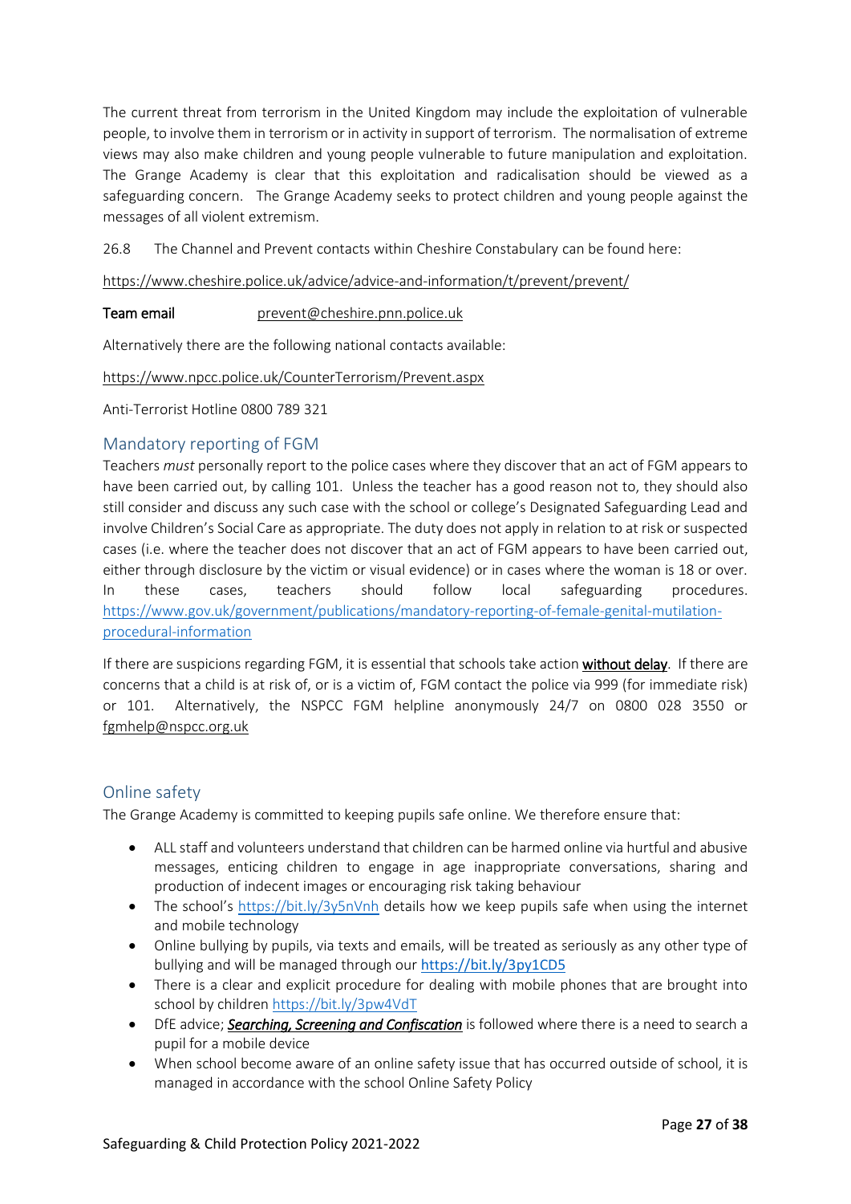The current threat from terrorism in the United Kingdom may include the exploitation of vulnerable people, to involve them in terrorism or in activity in support of terrorism. The normalisation of extreme views may also make children and young people vulnerable to future manipulation and exploitation. The Grange Academy is clear that this exploitation and radicalisation should be viewed as a safeguarding concern. The Grange Academy seeks to protect children and young people against the messages of all violent extremism.

26.8 The Channel and Prevent contacts within Cheshire Constabulary can be found here:

https://www.cheshire.police.uk/advice/advice-and-information/t/prevent/prevent/

**Team email** prevent@cheshire.pnn.police.uk

Alternatively there are the following national contacts available:

https://www.npcc.police.uk/CounterTerrorism/Prevent.aspx

Anti-Terrorist Hotline 0800 789 321

## Mandatory reporting of FGM

Teachers *must* personally report to the police cases where they discover that an act of FGM appears to have been carried out, by calling 101. Unless the teacher has a good reason not to, they should also still consider and discuss any such case with the school or college's Designated Safeguarding Lead and involve Children's Social Care as appropriate. The duty does not apply in relation to at risk or suspected cases (i.e. where the teacher does not discover that an act of FGM appears to have been carried out, either through disclosure by the victim or visual evidence) or in cases where the woman is 18 or over. In these cases, teachers should follow local safeguarding procedures. https://www.gov.uk/government/publications/mandatory-reporting-of-female-genital-mutilation-procedural-information

If there are suspicions regarding FGM, it is essential that schools take action **without delay**. If there are concerns that a child is at risk of, or is a victim of, FGM contact the police via 999 (for immediate risk) or 101. Alternatively, the NSPCC FGM helpline anonymously 24/7 on 0800 028 3550 or fgmhelp@nspcc.org.uk

## Online safety

The Grange Academy is committed to keeping pupils safe online. We therefore ensure that:

- ALL staff and volunteers understand that children can be harmed online via hurtful and abusive messages, enticing children to engage in age inappropriate conversations, sharing and production of indecent images or encouraging risk taking behaviour
- The school's https://bit.ly/3y5nVnh details how we keep pupils safe when using the internet and mobile technology
- Online bullying by pupils, via texts and emails, will be treated as seriously as any other type of bullying and will be managed through our https://bit.ly/3py1CD5
- There is a clear and explicit procedure for dealing with mobile phones that are brought into school by children https://bit.ly/3pw4VdT
- DfE advice; ***Searching, Screening and Confiscation*** is followed where there is a need to search a pupil for a mobile device
- When school become aware of an online safety issue that has occurred outside of school, it is managed in accordance with the school Online Safety Policy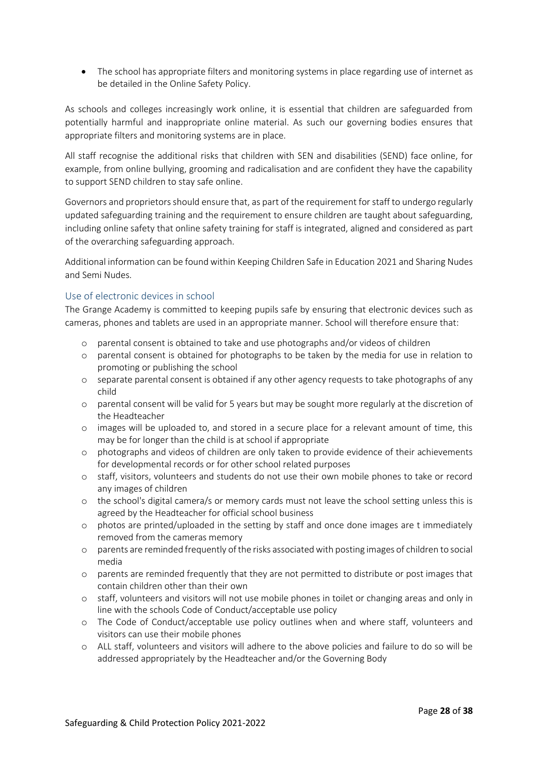- The school has appropriate filters and monitoring systems in place regarding use of internet as be detailed in the Online Safety Policy.

As schools and colleges increasingly work online, it is essential that children are safeguarded from potentially harmful and inappropriate online material. As such our governing bodies ensures that appropriate filters and monitoring systems are in place.

All staff recognise the additional risks that children with SEN and disabilities (SEND) face online, for example, from online bullying, grooming and radicalisation and are confident they have the capability to support SEND children to stay safe online.

Governors and proprietors should ensure that, as part of the requirement for staff to undergo regularly updated safeguarding training and the requirement to ensure children are taught about safeguarding, including online safety that online safety training for staff is integrated, aligned and considered as part of the overarching safeguarding approach.

Additional information can be found within Keeping Children Safe in Education 2021 and Sharing Nudes and Semi Nudes.

## Use of electronic devices in school

The Grange Academy is committed to keeping pupils safe by ensuring that electronic devices such as cameras, phones and tablets are used in an appropriate manner. School will therefore ensure that:

- parental consent is obtained to take and use photographs and/or videos of children
- parental consent is obtained for photographs to be taken by the media for use in relation to promoting or publishing the school
- separate parental consent is obtained if any other agency requests to take photographs of any child
- parental consent will be valid for 5 years but may be sought more regularly at the discretion of the Headteacher
- images will be uploaded to, and stored in a secure place for a relevant amount of time, this may be for longer than the child is at school if appropriate
- photographs and videos of children are only taken to provide evidence of their achievements for developmental records or for other school related purposes
- staff, visitors, volunteers and students do not use their own mobile phones to take or record any images of children
- the school's digital camera/s or memory cards must not leave the school setting unless this is agreed by the Headteacher for official school business
- photos are printed/uploaded in the setting by staff and once done images are t immediately removed from the cameras memory
- parents are reminded frequently of the risks associated with posting images of children to social media
- parents are reminded frequently that they are not permitted to distribute or post images that contain children other than their own
- staff, volunteers and visitors will not use mobile phones in toilet or changing areas and only in line with the schools Code of Conduct/acceptable use policy
- The Code of Conduct/acceptable use policy outlines when and where staff, volunteers and visitors can use their mobile phones
- ALL staff, volunteers and visitors will adhere to the above policies and failure to do so will be addressed appropriately by the Headteacher and/or the Governing Body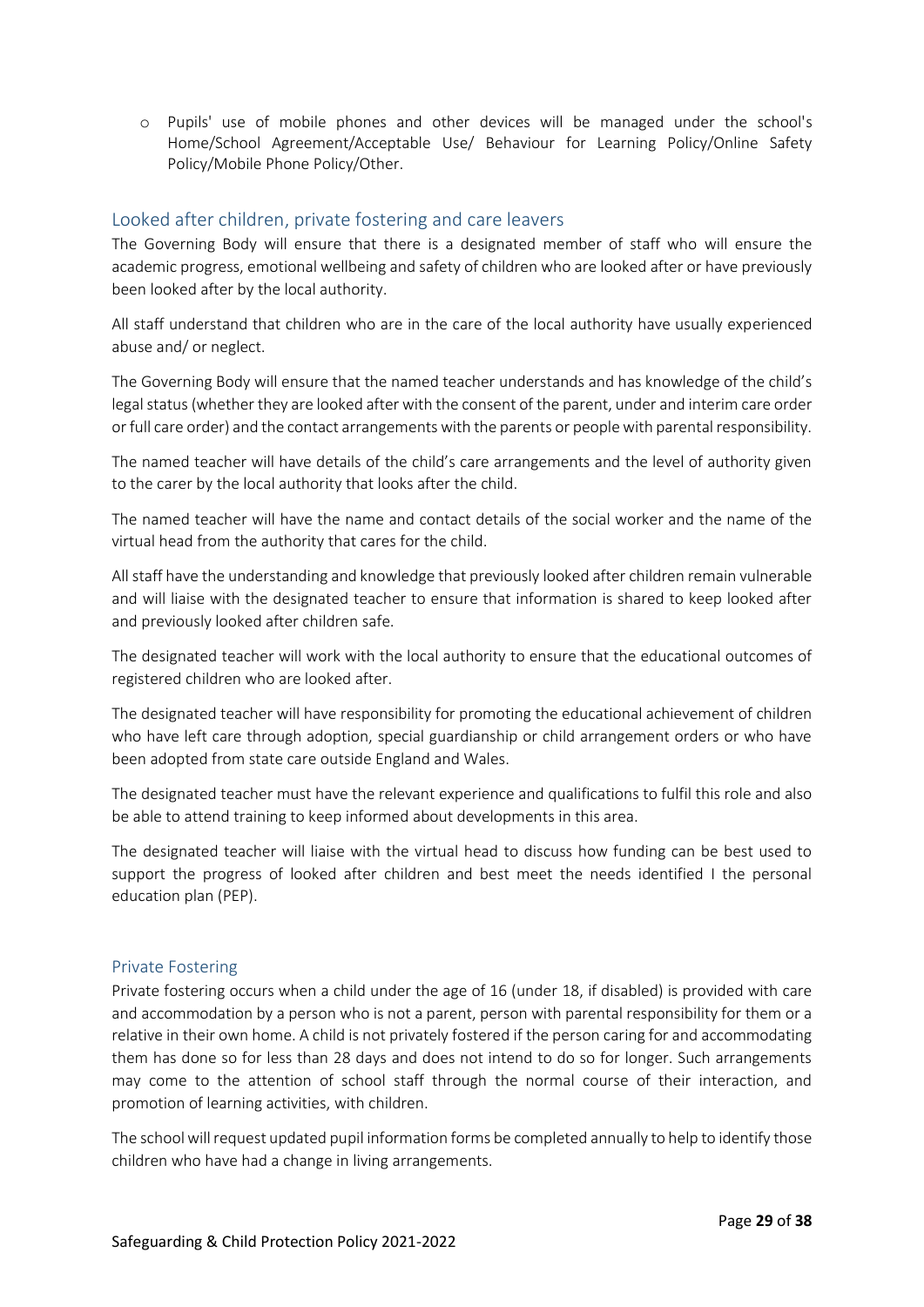- Pupils' use of mobile phones and other devices will be managed under the school's Home/School Agreement/Acceptable Use/ Behaviour for Learning Policy/Online Safety Policy/Mobile Phone Policy/Other.

## Looked after children, private fostering and care leavers

The Governing Body will ensure that there is a designated member of staff who will ensure the academic progress, emotional wellbeing and safety of children who are looked after or have previously been looked after by the local authority.

All staff understand that children who are in the care of the local authority have usually experienced abuse and/ or neglect.

The Governing Body will ensure that the named teacher understands and has knowledge of the child's legal status (whether they are looked after with the consent of the parent, under and interim care order or full care order) and the contact arrangements with the parents or people with parental responsibility.

The named teacher will have details of the child's care arrangements and the level of authority given to the carer by the local authority that looks after the child.

The named teacher will have the name and contact details of the social worker and the name of the virtual head from the authority that cares for the child.

All staff have the understanding and knowledge that previously looked after children remain vulnerable and will liaise with the designated teacher to ensure that information is shared to keep looked after and previously looked after children safe.

The designated teacher will work with the local authority to ensure that the educational outcomes of registered children who are looked after.

The designated teacher will have responsibility for promoting the educational achievement of children who have left care through adoption, special guardianship or child arrangement orders or who have been adopted from state care outside England and Wales.

The designated teacher must have the relevant experience and qualifications to fulfil this role and also be able to attend training to keep informed about developments in this area.

The designated teacher will liaise with the virtual head to discuss how funding can be best used to support the progress of looked after children and best meet the needs identified I the personal education plan (PEP).

### Private Fostering

Private fostering occurs when a child under the age of 16 (under 18, if disabled) is provided with care and accommodation by a person who is not a parent, person with parental responsibility for them or a relative in their own home. A child is not privately fostered if the person caring for and accommodating them has done so for less than 28 days and does not intend to do so for longer. Such arrangements may come to the attention of school staff through the normal course of their interaction, and promotion of learning activities, with children.

The school will request updated pupil information forms be completed annually to help to identify those children who have had a change in living arrangements.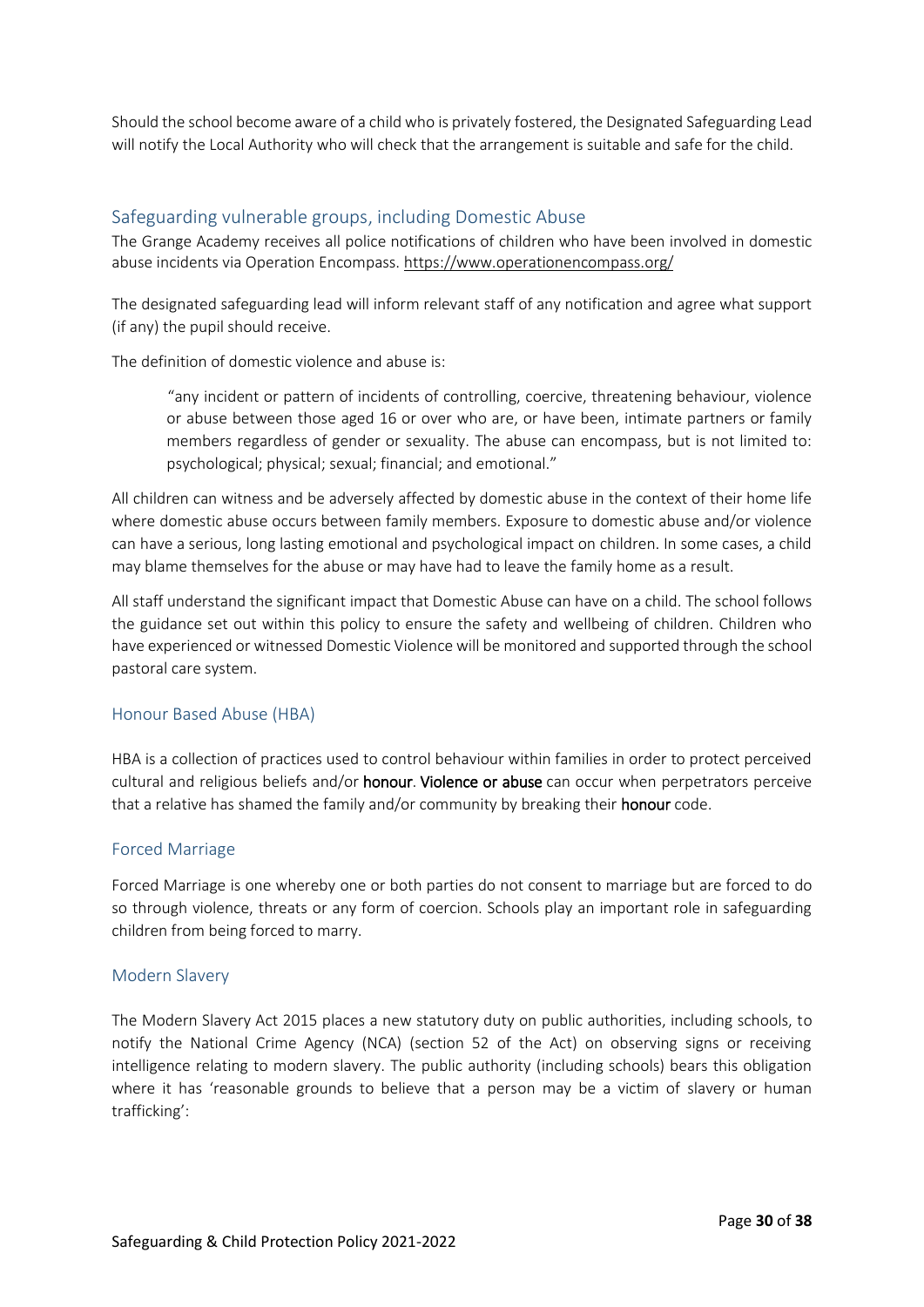Should the school become aware of a child who is privately fostered, the Designated Safeguarding Lead will notify the Local Authority who will check that the arrangement is suitable and safe for the child.

## Safeguarding vulnerable groups, including Domestic Abuse

The Grange Academy receives all police notifications of children who have been involved in domestic abuse incidents via Operation Encompass. https://www.operationencompass.org/

The designated safeguarding lead will inform relevant staff of any notification and agree what support (if any) the pupil should receive.

The definition of domestic violence and abuse is:

> "any incident or pattern of incidents of controlling, coercive, threatening behaviour, violence or abuse between those aged 16 or over who are, or have been, intimate partners or family members regardless of gender or sexuality. The abuse can encompass, but is not limited to: psychological; physical; sexual; financial; and emotional."

All children can witness and be adversely affected by domestic abuse in the context of their home life where domestic abuse occurs between family members. Exposure to domestic abuse and/or violence can have a serious, long lasting emotional and psychological impact on children. In some cases, a child may blame themselves for the abuse or may have had to leave the family home as a result.

All staff understand the significant impact that Domestic Abuse can have on a child. The school follows the guidance set out within this policy to ensure the safety and wellbeing of children. Children who have experienced or witnessed Domestic Violence will be monitored and supported through the school pastoral care system.

### Honour Based Abuse (HBA)

HBA is a collection of practices used to control behaviour within families in order to protect perceived cultural and religious beliefs and/or **honour**. **Violence or abuse** can occur when perpetrators perceive that a relative has shamed the family and/or community by breaking their **honour** code.

### Forced Marriage

Forced Marriage is one whereby one or both parties do not consent to marriage but are forced to do so through violence, threats or any form of coercion. Schools play an important role in safeguarding children from being forced to marry.

### Modern Slavery

The Modern Slavery Act 2015 places a new statutory duty on public authorities, including schools, to notify the National Crime Agency (NCA) (section 52 of the Act) on observing signs or receiving intelligence relating to modern slavery. The public authority (including schools) bears this obligation where it has 'reasonable grounds to believe that a person may be a victim of slavery or human trafficking':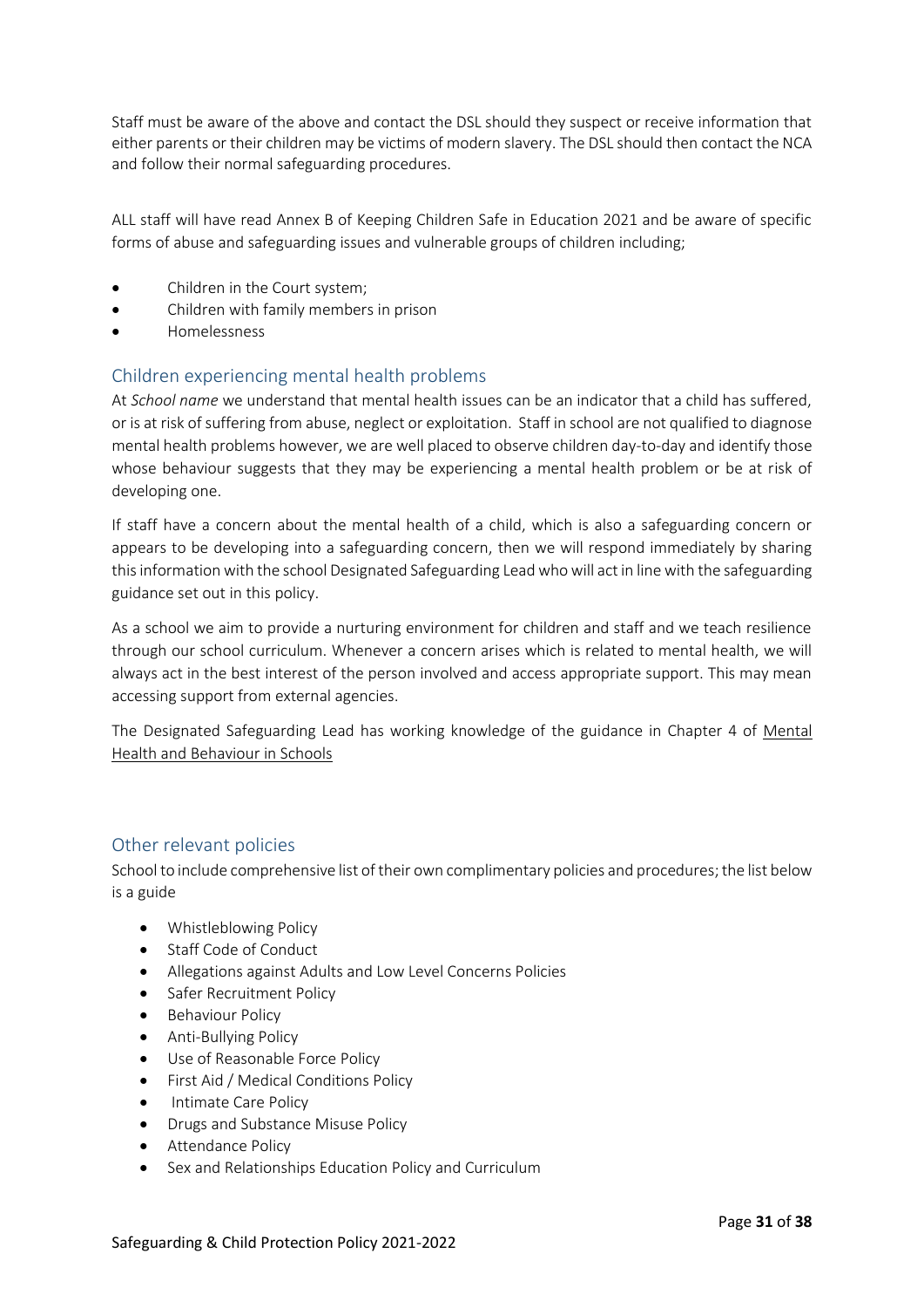Staff must be aware of the above and contact the DSL should they suspect or receive information that either parents or their children may be victims of modern slavery. The DSL should then contact the NCA and follow their normal safeguarding procedures.

ALL staff will have read Annex B of Keeping Children Safe in Education 2021 and be aware of specific forms of abuse and safeguarding issues and vulnerable groups of children including;

- Children in the Court system;
- Children with family members in prison
- Homelessness

## Children experiencing mental health problems

At *School name* we understand that mental health issues can be an indicator that a child has suffered, or is at risk of suffering from abuse, neglect or exploitation. Staff in school are not qualified to diagnose mental health problems however, we are well placed to observe children day-to-day and identify those whose behaviour suggests that they may be experiencing a mental health problem or be at risk of developing one.

If staff have a concern about the mental health of a child, which is also a safeguarding concern or appears to be developing into a safeguarding concern, then we will respond immediately by sharing this information with the school Designated Safeguarding Lead who will act in line with the safeguarding guidance set out in this policy.

As a school we aim to provide a nurturing environment for children and staff and we teach resilience through our school curriculum. Whenever a concern arises which is related to mental health, we will always act in the best interest of the person involved and access appropriate support. This may mean accessing support from external agencies.

The Designated Safeguarding Lead has working knowledge of the guidance in Chapter 4 of Mental Health and Behaviour in Schools

## Other relevant policies

School to include comprehensive list of their own complimentary policies and procedures; the list below is a guide

- Whistleblowing Policy
- Staff Code of Conduct
- Allegations against Adults and Low Level Concerns Policies
- Safer Recruitment Policy
- Behaviour Policy
- Anti-Bullying Policy
- Use of Reasonable Force Policy
- First Aid / Medical Conditions Policy
- Intimate Care Policy
- Drugs and Substance Misuse Policy
- Attendance Policy
- Sex and Relationships Education Policy and Curriculum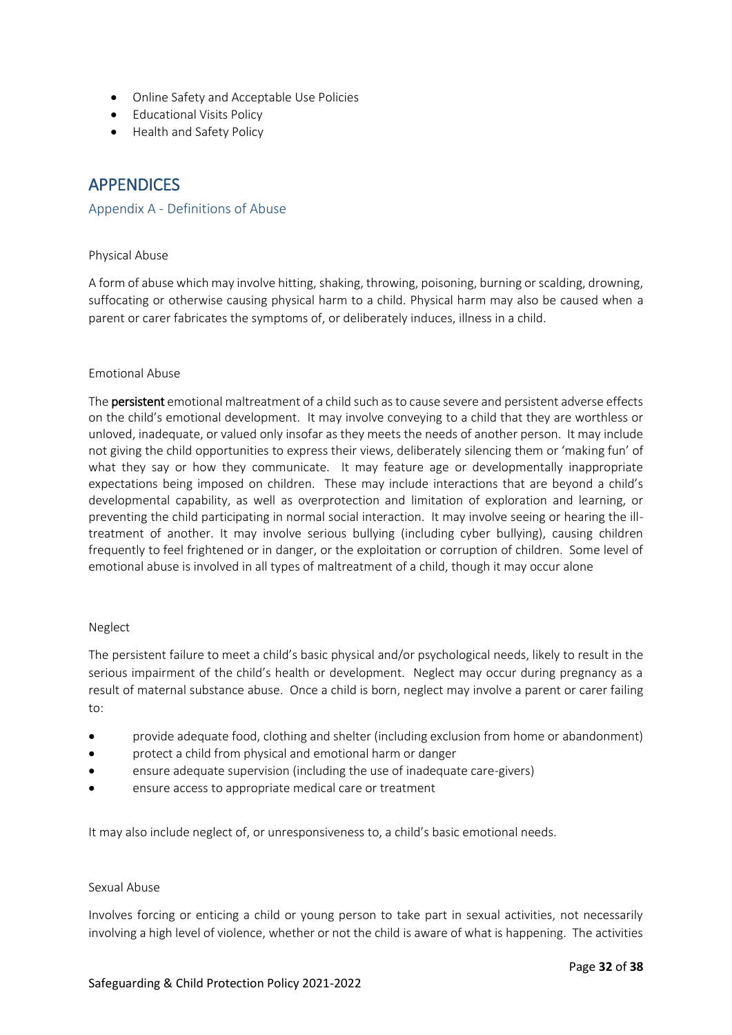- Online Safety and Acceptable Use Policies
- Educational Visits Policy
- Health and Safety Policy

# APPENDICES

## Appendix A - Definitions of Abuse

### Physical Abuse

A form of abuse which may involve hitting, shaking, throwing, poisoning, burning or scalding, drowning, suffocating or otherwise causing physical harm to a child. Physical harm may also be caused when a parent or carer fabricates the symptoms of, or deliberately induces, illness in a child.

### Emotional Abuse

The **persistent** emotional maltreatment of a child such as to cause severe and persistent adverse effects on the child's emotional development. It may involve conveying to a child that they are worthless or unloved, inadequate, or valued only insofar as they meets the needs of another person. It may include not giving the child opportunities to express their views, deliberately silencing them or 'making fun' of what they say or how they communicate. It may feature age or developmentally inappropriate expectations being imposed on children. These may include interactions that are beyond a child's developmental capability, as well as overprotection and limitation of exploration and learning, or preventing the child participating in normal social interaction. It may involve seeing or hearing the ill-treatment of another. It may involve serious bullying (including cyber bullying), causing children frequently to feel frightened or in danger, or the exploitation or corruption of children. Some level of emotional abuse is involved in all types of maltreatment of a child, though it may occur alone

### Neglect

The persistent failure to meet a child's basic physical and/or psychological needs, likely to result in the serious impairment of the child's health or development. Neglect may occur during pregnancy as a result of maternal substance abuse. Once a child is born, neglect may involve a parent or carer failing to:

- provide adequate food, clothing and shelter (including exclusion from home or abandonment)
- protect a child from physical and emotional harm or danger
- ensure adequate supervision (including the use of inadequate care-givers)
- ensure access to appropriate medical care or treatment

It may also include neglect of, or unresponsiveness to, a child's basic emotional needs.

### Sexual Abuse

Involves forcing or enticing a child or young person to take part in sexual activities, not necessarily involving a high level of violence, whether or not the child is aware of what is happening. The activities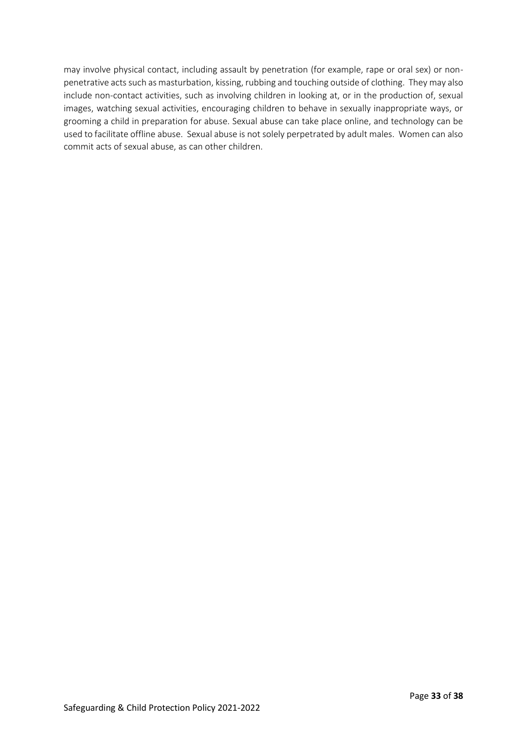may involve physical contact, including assault by penetration (for example, rape or oral sex) or non-penetrative acts such as masturbation, kissing, rubbing and touching outside of clothing. They may also include non-contact activities, such as involving children in looking at, or in the production of, sexual images, watching sexual activities, encouraging children to behave in sexually inappropriate ways, or grooming a child in preparation for abuse. Sexual abuse can take place online, and technology can be used to facilitate offline abuse. Sexual abuse is not solely perpetrated by adult males. Women can also commit acts of sexual abuse, as can other children.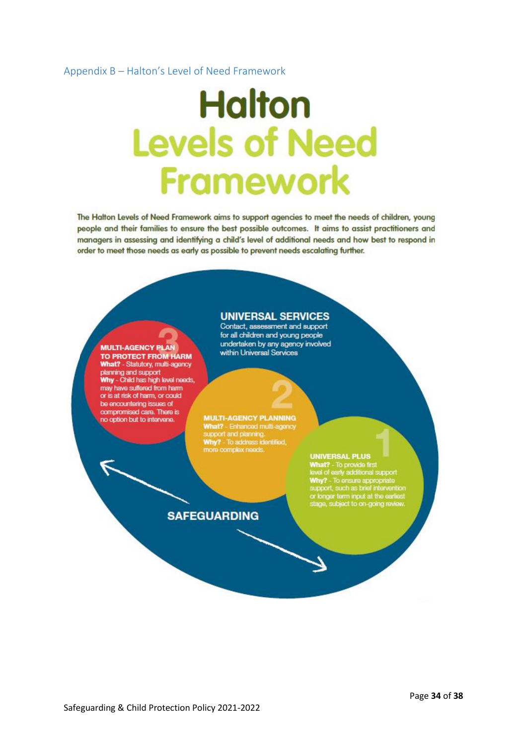## Appendix B – Halton's Level of Need Framework

# Halton Levels of Need Framework

The Halton Levels of Need Framework aims to support agencies to meet the needs of children, young people and their families to ensure the best possible outcomes. It aims to assist practitioners and managers in assessing and identifying a child's level of additional needs and how best to respond in order to meet those needs as early as possible to prevent needs escalating further.

**UNIVERSAL SERVICES**
Contact, assessment and support for all children and young people undertaken by any agency involved within Universal Services

**3**
**MULTI-AGENCY PLAN TO PROTECT FROM HARM**
**What?** - Statutory, multi-agency planning and support
**Why** - Child has high level needs, may have suffered from harm or is at risk of harm, or could be encountering issues of compromised care. There is no option but to intervene.

**2**
**MULTI-AGENCY PLANNING**
**What?** - Enhanced multi-agency support and planning.
**Why?** - To address identified, more complex needs.

**1**
**UNIVERSAL PLUS**
**What?** - To provide first level of early additional support
**Why?** - To ensure appropriate support, such as brief intervention or longer term input at the earliest stage, subject to on-going review.

**SAFEGUARDING**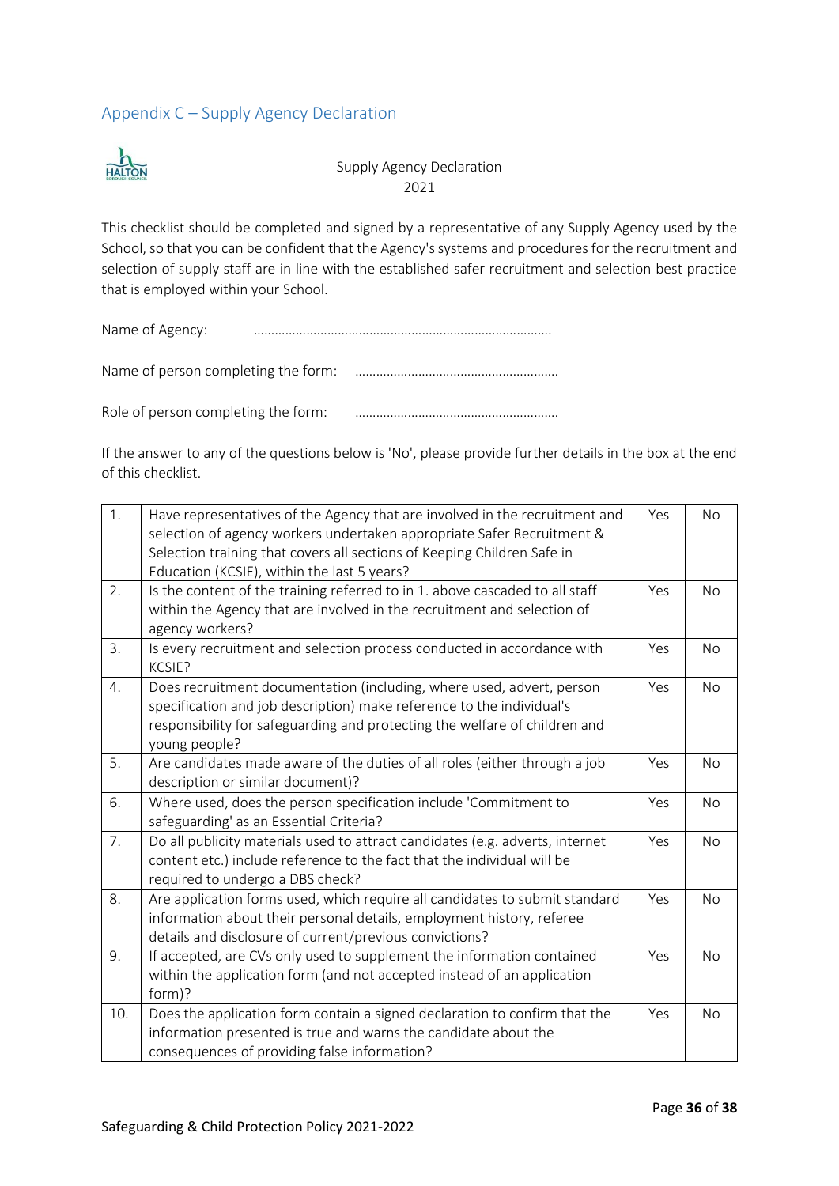## Appendix C – Supply Agency Declaration

HALTON

Supply Agency Declaration
2021

This checklist should be completed and signed by a representative of any Supply Agency used by the School, so that you can be confident that the Agency's systems and procedures for the recruitment and selection of supply staff are in line with the established safer recruitment and selection best practice that is employed within your School.

Name of Agency: ………………………………………………………………………….

Name of person completing the form: ………………………………………………….

Role of person completing the form: ………………………………………………….

If the answer to any of the questions below is 'No', please provide further details in the box at the end of this checklist.

| | | | |
|---|---|---|---|
| 1. | Have representatives of the Agency that are involved in the recruitment and selection of agency workers undertaken appropriate Safer Recruitment & Selection training that covers all sections of Keeping Children Safe in Education (KCSIE), within the last 5 years? | Yes | No |
| 2. | Is the content of the training referred to in 1. above cascaded to all staff within the Agency that are involved in the recruitment and selection of agency workers? | Yes | No |
| 3. | Is every recruitment and selection process conducted in accordance with KCSIE? | Yes | No |
| 4. | Does recruitment documentation (including, where used, advert, person specification and job description) make reference to the individual's responsibility for safeguarding and protecting the welfare of children and young people? | Yes | No |
| 5. | Are candidates made aware of the duties of all roles (either through a job description or similar document)? | Yes | No |
| 6. | Where used, does the person specification include 'Commitment to safeguarding' as an Essential Criteria? | Yes | No |
| 7. | Do all publicity materials used to attract candidates (e.g. adverts, internet content etc.) include reference to the fact that the individual will be required to undergo a DBS check? | Yes | No |
| 8. | Are application forms used, which require all candidates to submit standard information about their personal details, employment history, referee details and disclosure of current/previous convictions? | Yes | No |
| 9. | If accepted, are CVs only used to supplement the information contained within the application form (and not accepted instead of an application form)? | Yes | No |
| 10. | Does the application form contain a signed declaration to confirm that the information presented is true and warns the candidate about the consequences of providing false information? | Yes | No |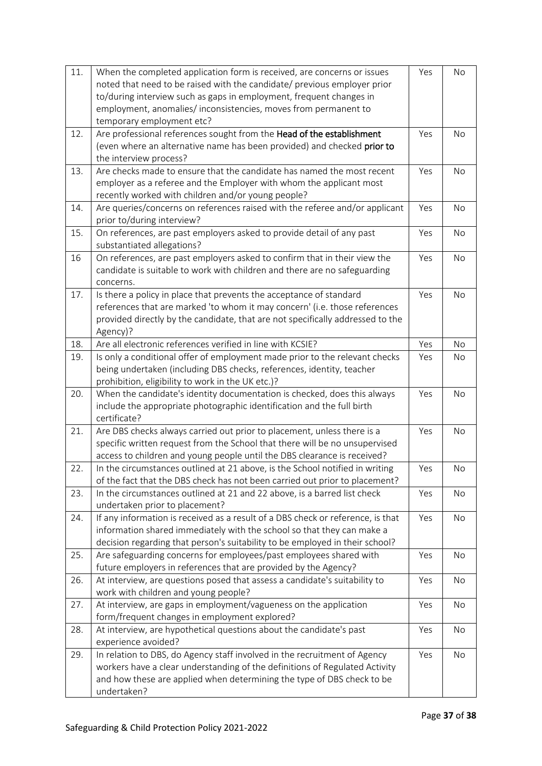| | | | |
|---|---|---|---|
| 11. | When the completed application form is received, are concerns or issues noted that need to be raised with the candidate/ previous employer prior to/during interview such as gaps in employment, frequent changes in employment, anomalies/ inconsistencies, moves from permanent to temporary employment etc? | Yes | No |
| 12. | Are professional references sought from the **Head of the establishment** (even where an alternative name has been provided) and checked **prior to** the interview process? | Yes | No |
| 13. | Are checks made to ensure that the candidate has named the most recent employer as a referee and the Employer with whom the applicant most recently worked with children and/or young people? | Yes | No |
| 14. | Are queries/concerns on references raised with the referee and/or applicant prior to/during interview? | Yes | No |
| 15. | On references, are past employers asked to provide detail of any past substantiated allegations? | Yes | No |
| 16 | On references, are past employers asked to confirm that in their view the candidate is suitable to work with children and there are no safeguarding concerns. | Yes | No |
| 17. | Is there a policy in place that prevents the acceptance of standard references that are marked 'to whom it may concern' (i.e. those references provided directly by the candidate, that are not specifically addressed to the Agency)? | Yes | No |
| 18. | Are all electronic references verified in line with KCSIE? | Yes | No |
| 19. | Is only a conditional offer of employment made prior to the relevant checks being undertaken (including DBS checks, references, identity, teacher prohibition, eligibility to work in the UK etc.)? | Yes | No |
| 20. | When the candidate's identity documentation is checked, does this always include the appropriate photographic identification and the full birth certificate? | Yes | No |
| 21. | Are DBS checks always carried out prior to placement, unless there is a specific written request from the School that there will be no unsupervised access to children and young people until the DBS clearance is received? | Yes | No |
| 22. | In the circumstances outlined at 21 above, is the School notified in writing of the fact that the DBS check has not been carried out prior to placement? | Yes | No |
| 23. | In the circumstances outlined at 21 and 22 above, is a barred list check undertaken prior to placement? | Yes | No |
| 24. | If any information is received as a result of a DBS check or reference, is that information shared immediately with the school so that they can make a decision regarding that person's suitability to be employed in their school? | Yes | No |
| 25. | Are safeguarding concerns for employees/past employees shared with future employers in references that are provided by the Agency? | Yes | No |
| 26. | At interview, are questions posed that assess a candidate's suitability to work with children and young people? | Yes | No |
| 27. | At interview, are gaps in employment/vagueness on the application form/frequent changes in employment explored? | Yes | No |
| 28. | At interview, are hypothetical questions about the candidate's past experience avoided? | Yes | No |
| 29. | In relation to DBS, do Agency staff involved in the recruitment of Agency workers have a clear understanding of the definitions of Regulated Activity and how these are applied when determining the type of DBS check to be undertaken? | Yes | No |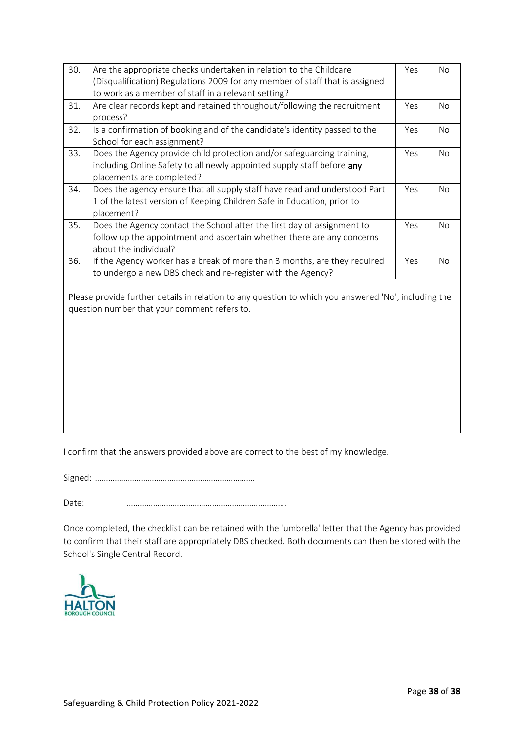| | | | |
|---|---|---|---|
| 30. | Are the appropriate checks undertaken in relation to the Childcare (Disqualification) Regulations 2009 for any member of staff that is assigned to work as a member of staff in a relevant setting? | Yes | No |
| 31. | Are clear records kept and retained throughout/following the recruitment process? | Yes | No |
| 32. | Is a confirmation of booking and of the candidate's identity passed to the School for each assignment? | Yes | No |
| 33. | Does the Agency provide child protection and/or safeguarding training, including Online Safety to all newly appointed supply staff before **any** placements are completed? | Yes | No |
| 34. | Does the agency ensure that all supply staff have read and understood Part 1 of the latest version of Keeping Children Safe in Education, prior to placement? | Yes | No |
| 35. | Does the Agency contact the School after the first day of assignment to follow up the appointment and ascertain whether there are any concerns about the individual? | Yes | No |
| 36. | If the Agency worker has a break of more than 3 months, are they required to undergo a new DBS check and re-register with the Agency? | Yes | No |

Please provide further details in relation to any question to which you answered 'No', including the question number that your comment refers to.

I confirm that the answers provided above are correct to the best of my knowledge.

Signed: ……………………………………………………………….

Date: ……………………………………………………………….

Once completed, the checklist can be retained with the 'umbrella' letter that the Agency has provided to confirm that their staff are appropriately DBS checked. Both documents can then be stored with the School's Single Central Record.

HALTON BOROUGH COUNCIL